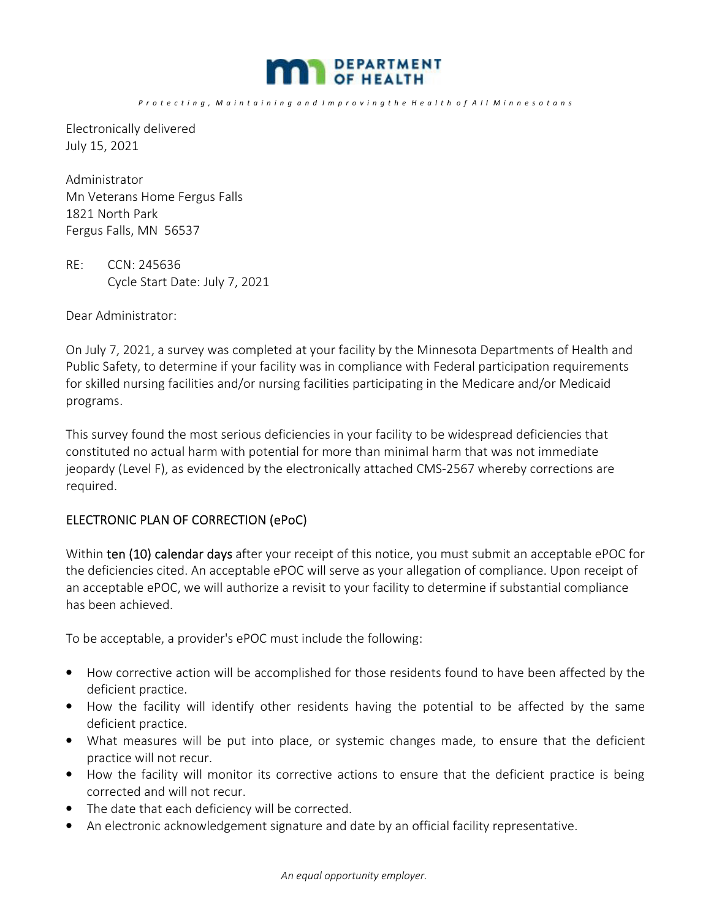**DEPARTMENT OF HEALTH**

*Protecting, Maintaining and Improving the Health of All Minnesotans*

Electronically delivered
July 15, 2021

Administrator
Mn Veterans Home Fergus Falls
1821 North Park
Fergus Falls, MN 56537

RE: CCN: 245636
Cycle Start Date: July 7, 2021

Dear Administrator:

On July 7, 2021, a survey was completed at your facility by the Minnesota Departments of Health and Public Safety, to determine if your facility was in compliance with Federal participation requirements for skilled nursing facilities and/or nursing facilities participating in the Medicare and/or Medicaid programs.

This survey found the most serious deficiencies in your facility to be widespread deficiencies that constituted no actual harm with potential for more than minimal harm that was not immediate jeopardy (Level F), as evidenced by the electronically attached CMS-2567 whereby corrections are required.

## ELECTRONIC PLAN OF CORRECTION (ePoC)

Within ten (10) calendar days after your receipt of this notice, you must submit an acceptable ePOC for the deficiencies cited. An acceptable ePOC will serve as your allegation of compliance. Upon receipt of an acceptable ePOC, we will authorize a revisit to your facility to determine if substantial compliance has been achieved.

To be acceptable, a provider's ePOC must include the following:

- How corrective action will be accomplished for those residents found to have been affected by the deficient practice.
- How the facility will identify other residents having the potential to be affected by the same deficient practice.
- What measures will be put into place, or systemic changes made, to ensure that the deficient practice will not recur.
- How the facility will monitor its corrective actions to ensure that the deficient practice is being corrected and will not recur.
- The date that each deficiency will be corrected.
- An electronic acknowledgement signature and date by an official facility representative.

*An equal opportunity employer.*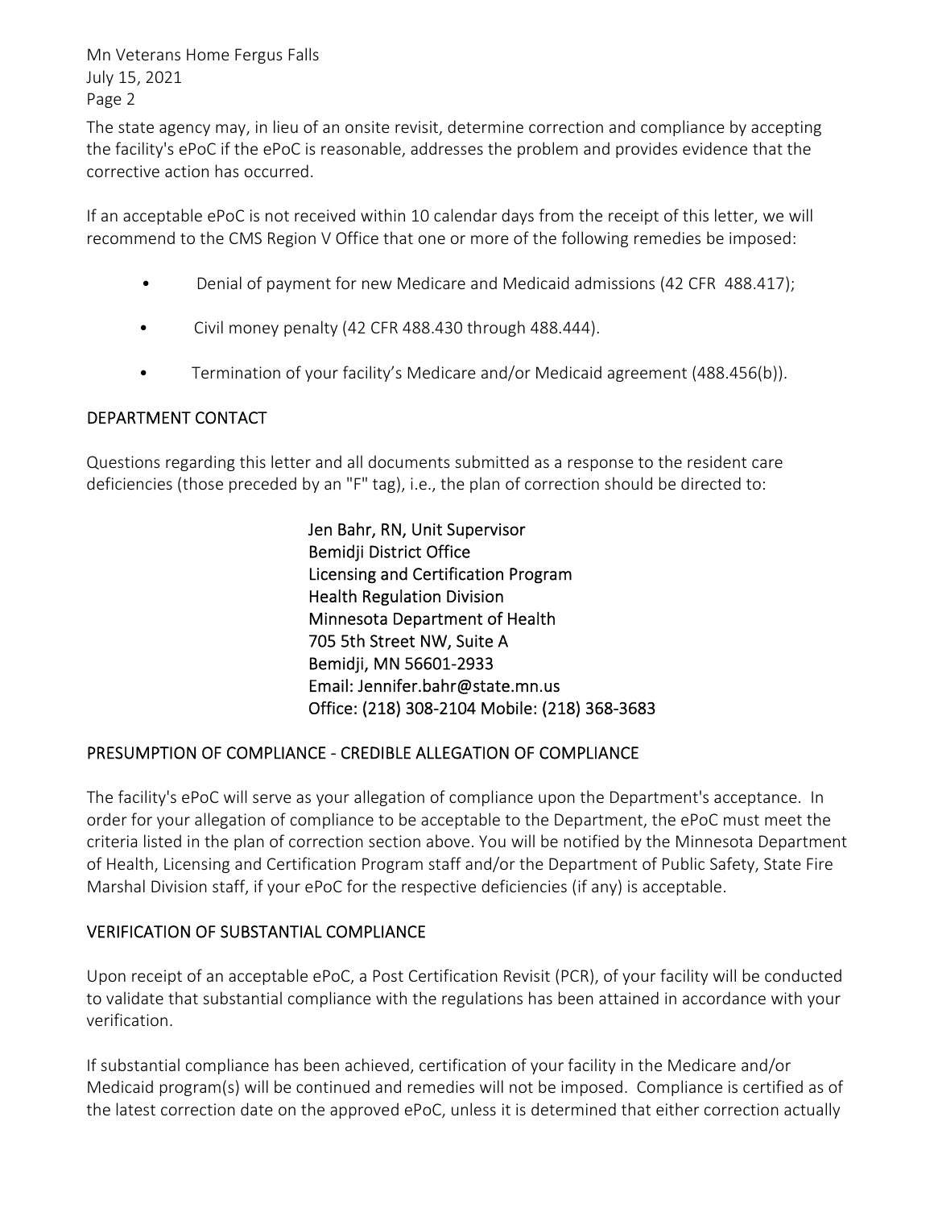The state agency may, in lieu of an onsite revisit, determine correction and compliance by accepting the facility's ePoC if the ePoC is reasonable, addresses the problem and provides evidence that the corrective action has occurred.

If an acceptable ePoC is not received within 10 calendar days from the receipt of this letter, we will recommend to the CMS Region V Office that one or more of the following remedies be imposed:

- Denial of payment for new Medicare and Medicaid admissions (42 CFR 488.417);
- Civil money penalty (42 CFR 488.430 through 488.444).
- Termination of your facility's Medicare and/or Medicaid agreement (488.456(b)).

## DEPARTMENT CONTACT

Questions regarding this letter and all documents submitted as a response to the resident care deficiencies (those preceded by an "F" tag), i.e., the plan of correction should be directed to:

Jen Bahr, RN, Unit Supervisor
Bemidji District Office
Licensing and Certification Program
Health Regulation Division
Minnesota Department of Health
705 5th Street NW, Suite A
Bemidji, MN 56601-2933
Email: Jennifer.bahr@state.mn.us
Office: (218) 308-2104 Mobile: (218) 368-3683

## PRESUMPTION OF COMPLIANCE - CREDIBLE ALLEGATION OF COMPLIANCE

The facility's ePoC will serve as your allegation of compliance upon the Department's acceptance. In order for your allegation of compliance to be acceptable to the Department, the ePoC must meet the criteria listed in the plan of correction section above. You will be notified by the Minnesota Department of Health, Licensing and Certification Program staff and/or the Department of Public Safety, State Fire Marshal Division staff, if your ePoC for the respective deficiencies (if any) is acceptable.

## VERIFICATION OF SUBSTANTIAL COMPLIANCE

Upon receipt of an acceptable ePoC, a Post Certification Revisit (PCR), of your facility will be conducted to validate that substantial compliance with the regulations has been attained in accordance with your verification.

If substantial compliance has been achieved, certification of your facility in the Medicare and/or Medicaid program(s) will be continued and remedies will not be imposed. Compliance is certified as of the latest correction date on the approved ePoC, unless it is determined that either correction actually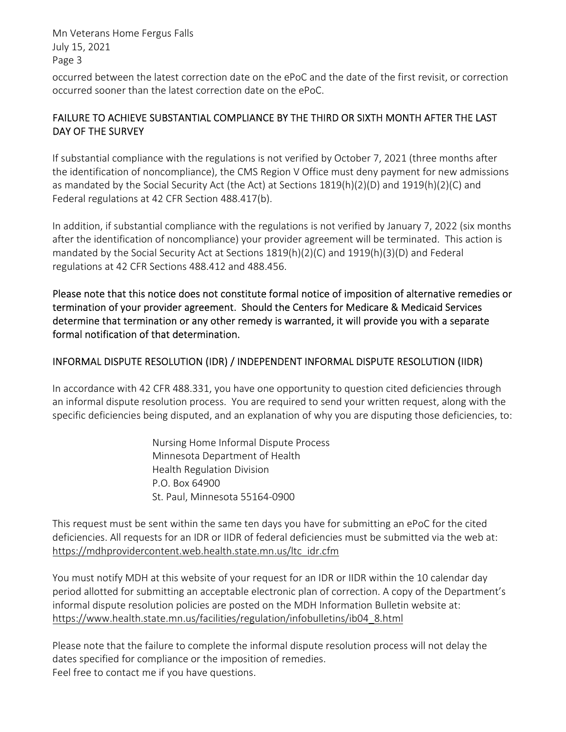occurred between the latest correction date on the ePoC and the date of the first revisit, or correction occurred sooner than the latest correction date on the ePoC.

## FAILURE TO ACHIEVE SUBSTANTIAL COMPLIANCE BY THE THIRD OR SIXTH MONTH AFTER THE LAST DAY OF THE SURVEY

If substantial compliance with the regulations is not verified by October 7, 2021 (three months after the identification of noncompliance), the CMS Region V Office must deny payment for new admissions as mandated by the Social Security Act (the Act) at Sections 1819(h)(2)(D) and 1919(h)(2)(C) and Federal regulations at 42 CFR Section 488.417(b).

In addition, if substantial compliance with the regulations is not verified by January 7, 2022 (six months after the identification of noncompliance) your provider agreement will be terminated. This action is mandated by the Social Security Act at Sections 1819(h)(2)(C) and 1919(h)(3)(D) and Federal regulations at 42 CFR Sections 488.412 and 488.456.

**Please note that this notice does not constitute formal notice of imposition of alternative remedies or termination of your provider agreement. Should the Centers for Medicare & Medicaid Services determine that termination or any other remedy is warranted, it will provide you with a separate formal notification of that determination.**

## INFORMAL DISPUTE RESOLUTION (IDR) / INDEPENDENT INFORMAL DISPUTE RESOLUTION (IIDR)

In accordance with 42 CFR 488.331, you have one opportunity to question cited deficiencies through an informal dispute resolution process. You are required to send your written request, along with the specific deficiencies being disputed, and an explanation of why you are disputing those deficiencies, to:

Nursing Home Informal Dispute Process
Minnesota Department of Health
Health Regulation Division
P.O. Box 64900
St. Paul, Minnesota 55164-0900

This request must be sent within the same ten days you have for submitting an ePoC for the cited deficiencies. All requests for an IDR or IIDR of federal deficiencies must be submitted via the web at: https://mdhprovidercontent.web.health.state.mn.us/ltc_idr.cfm

You must notify MDH at this website of your request for an IDR or IIDR within the 10 calendar day period allotted for submitting an acceptable electronic plan of correction. A copy of the Department's informal dispute resolution policies are posted on the MDH Information Bulletin website at: https://www.health.state.mn.us/facilities/regulation/infobulletins/ib04_8.html

Please note that the failure to complete the informal dispute resolution process will not delay the dates specified for compliance or the imposition of remedies.
Feel free to contact me if you have questions.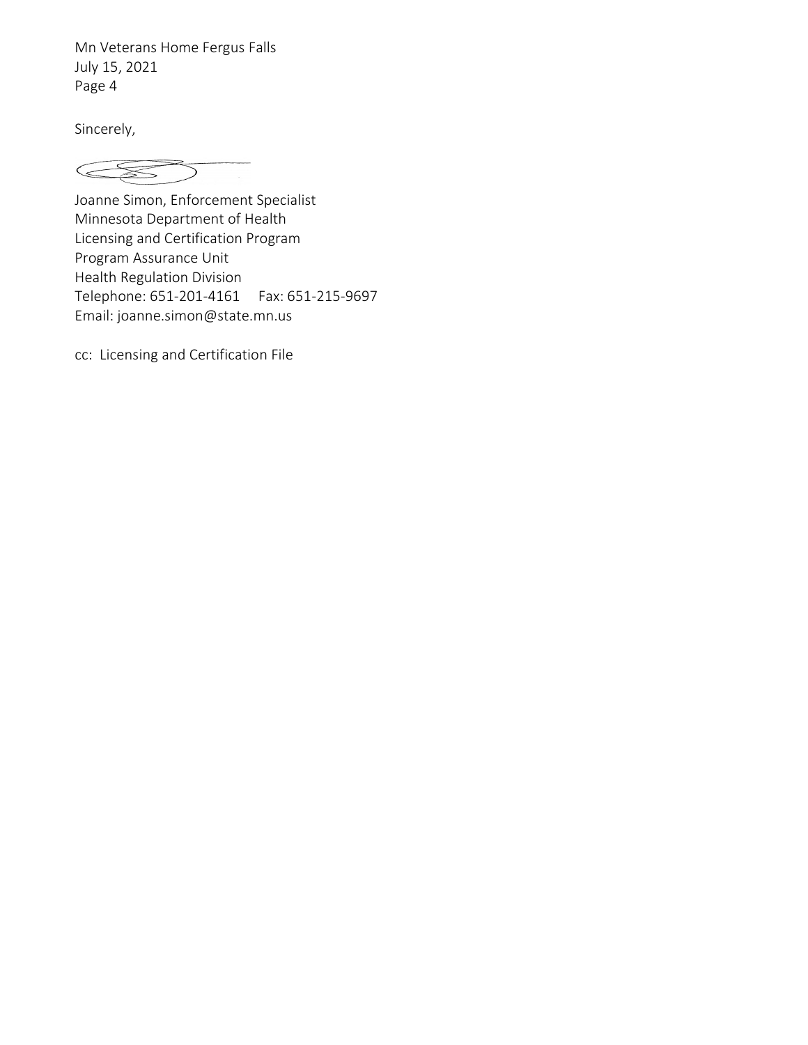Sincerely,

Joanne Simon, Enforcement Specialist
Minnesota Department of Health
Licensing and Certification Program
Program Assurance Unit
Health Regulation Division
Telephone: 651-201-4161 Fax: 651-215-9697
Email: joanne.simon@state.mn.us

cc: Licensing and Certification File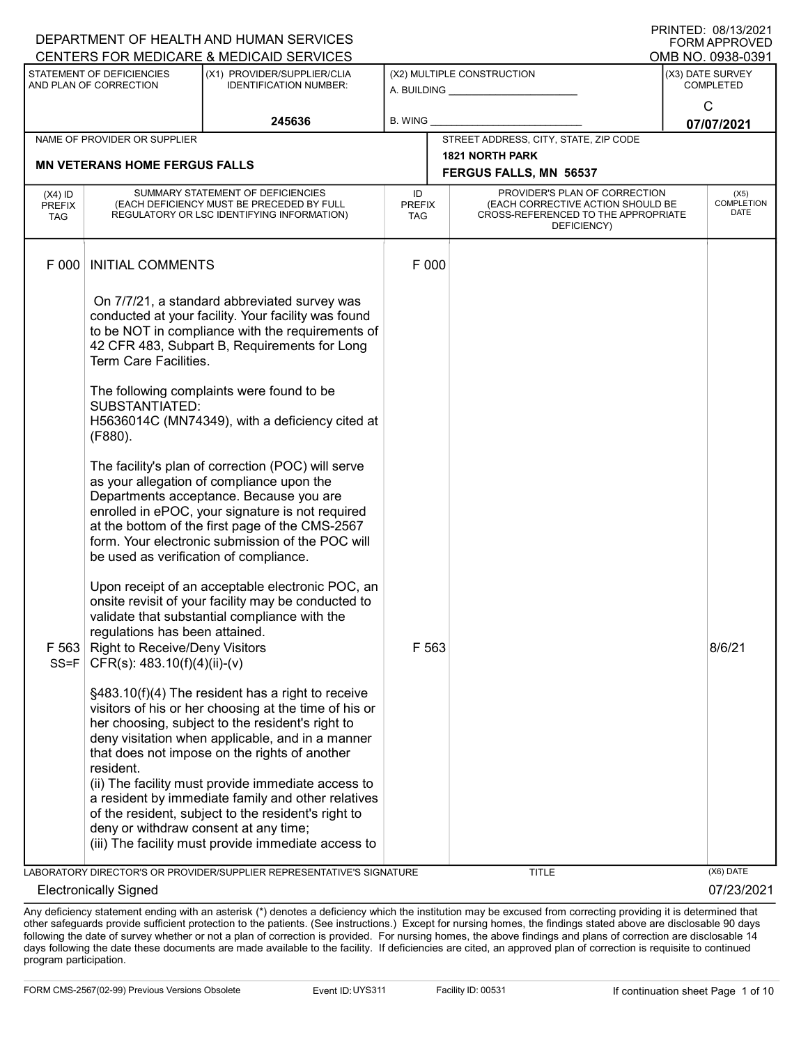DEPARTMENT OF HEALTH AND HUMAN SERVICES
CENTERS FOR MEDICARE & MEDICAID SERVICES

PRINTED: 08/13/2021
FORM APPROVED
OMB NO. 0938-0391

| STATEMENT OF DEFICIENCIES AND PLAN OF CORRECTION | (X1) PROVIDER/SUPPLIER/CLIA IDENTIFICATION NUMBER: | (X2) MULTIPLE CONSTRUCTION | (X3) DATE SURVEY COMPLETED |
|---|---|---|---|
| | 245636 | A. BUILDING ______ B. WING ______ | C 07/07/2021 |

| NAME OF PROVIDER OR SUPPLIER | STREET ADDRESS, CITY, STATE, ZIP CODE |
|---|---|
| **MN VETERANS HOME FERGUS FALLS** | **1821 NORTH PARK FERGUS FALLS, MN 56537** |

| (X4) ID PREFIX TAG | SUMMARY STATEMENT OF DEFICIENCIES (EACH DEFICIENCY MUST BE PRECEDED BY FULL REGULATORY OR LSC IDENTIFYING INFORMATION) | ID PREFIX TAG | PROVIDER'S PLAN OF CORRECTION (EACH CORRECTIVE ACTION SHOULD BE CROSS-REFERENCED TO THE APPROPRIATE DEFICIENCY) | (X5) COMPLETION DATE |
|---|---|---|---|---|
| F 000 | INITIAL COMMENTS<br><br>On 7/7/21, a standard abbreviated survey was conducted at your facility. Your facility was found to be NOT in compliance with the requirements of 42 CFR 483, Subpart B, Requirements for Long Term Care Facilities.<br><br>The following complaints were found to be SUBSTANTIATED:<br>H5636014C (MN74349), with a deficiency cited at (F880).<br><br>The facility's plan of correction (POC) will serve as your allegation of compliance upon the Departments acceptance. Because you are enrolled in ePOC, your signature is not required at the bottom of the first page of the CMS-2567 form. Your electronic submission of the POC will be used as verification of compliance.<br><br>Upon receipt of an acceptable electronic POC, an onsite revisit of your facility may be conducted to validate that substantial compliance with the regulations has been attained. | F 000 | | |
| F 563 SS=F | Right to Receive/Deny Visitors<br>CFR(s): 483.10(f)(4)(ii)-(v)<br><br>§483.10(f)(4) The resident has a right to receive visitors of his or her choosing at the time of his or her choosing, subject to the resident's right to deny visitation when applicable, and in a manner that does not impose on the rights of another resident.<br>(ii) The facility must provide immediate access to a resident by immediate family and other relatives of the resident, subject to the resident's right to deny or withdraw consent at any time;<br>(iii) The facility must provide immediate access to | F 563 | | 8/6/21 |

LABORATORY DIRECTOR'S OR PROVIDER/SUPPLIER REPRESENTATIVE'S SIGNATURE: Electronically Signed
TITLE:
(X6) DATE: 07/23/2021

Any deficiency statement ending with an asterisk (*) denotes a deficiency which the institution may be excused from correcting providing it is determined that other safeguards provide sufficient protection to the patients. (See instructions.) Except for nursing homes, the findings stated above are disclosable 90 days following the date of survey whether or not a plan of correction is provided. For nursing homes, the above findings and plans of correction are disclosable 14 days following the date these documents are made available to the facility. If deficiencies are cited, an approved plan of correction is requisite to continued program participation.

FORM CMS-2567(02-99) Previous Versions Obsolete    Event ID: UYS311    Facility ID: 00531    If continuation sheet Page 1 of 10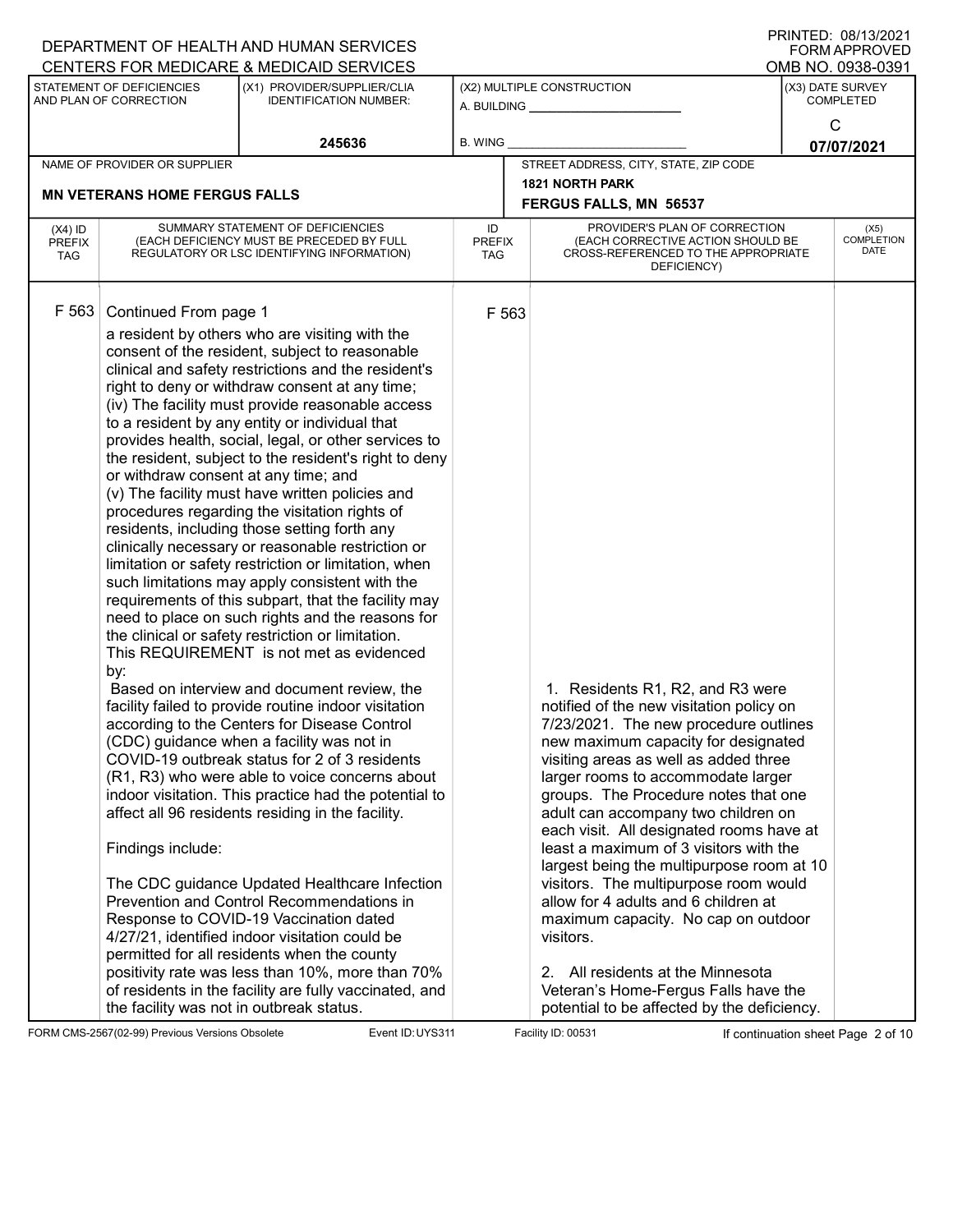DEPARTMENT OF HEALTH AND HUMAN SERVICES
CENTERS FOR MEDICARE & MEDICAID SERVICES

PRINTED: 08/13/2021
FORM APPROVED
OMB NO. 0938-0391

| STATEMENT OF DEFICIENCIES AND PLAN OF CORRECTION | (X1) PROVIDER/SUPPLIER/CLIA IDENTIFICATION NUMBER: | (X2) MULTIPLE CONSTRUCTION | (X3) DATE SURVEY COMPLETED |
|---|---|---|---|
| | 245636 | A. BUILDING ______ B. WING ______ | C 07/07/2021 |

| NAME OF PROVIDER OR SUPPLIER | STREET ADDRESS, CITY, STATE, ZIP CODE |
|---|---|
| MN VETERANS HOME FERGUS FALLS | 1821 NORTH PARK FERGUS FALLS, MN 56537 |

| (X4) ID PREFIX TAG | SUMMARY STATEMENT OF DEFICIENCIES (EACH DEFICIENCY MUST BE PRECEDED BY FULL REGULATORY OR LSC IDENTIFYING INFORMATION) | ID PREFIX TAG | PROVIDER'S PLAN OF CORRECTION (EACH CORRECTIVE ACTION SHOULD BE CROSS-REFERENCED TO THE APPROPRIATE DEFICIENCY) | (X5) COMPLETION DATE |
|---|---|---|---|---|
| F 563 | Continued From page 1<br>a resident by others who are visiting with the consent of the resident, subject to reasonable clinical and safety restrictions and the resident's right to deny or withdraw consent at any time;<br>(iv) The facility must provide reasonable access to a resident by any entity or individual that provides health, social, legal, or other services to the resident, subject to the resident's right to deny or withdraw consent at any time; and<br>(v) The facility must have written policies and procedures regarding the visitation rights of residents, including those setting forth any clinically necessary or reasonable restriction or limitation or safety restriction or limitation, when such limitations may apply consistent with the requirements of this subpart, that the facility may need to place on such rights and the reasons for the clinical or safety restriction or limitation.<br>This REQUIREMENT is not met as evidenced by:<br>Based on interview and document review, the facility failed to provide routine indoor visitation according to the Centers for Disease Control (CDC) guidance when a facility was not in COVID-19 outbreak status for 2 of 3 residents (R1, R3) who were able to voice concerns about indoor visitation. This practice had the potential to affect all 96 residents residing in the facility.<br><br>Findings include:<br><br>The CDC guidance Updated Healthcare Infection Prevention and Control Recommendations in Response to COVID-19 Vaccination dated 4/27/21, identified indoor visitation could be permitted for all residents when the county positivity rate was less than 10%, more than 70% of residents in the facility are fully vaccinated, and the facility was not in outbreak status. | F 563 | 1. Residents R1, R2, and R3 were notified of the new visitation policy on 7/23/2021. The new procedure outlines new maximum capacity for designated visiting areas as well as added three larger rooms to accommodate larger groups. The Procedure notes that one adult can accompany two children on each visit. All designated rooms have at least a maximum of 3 visitors with the largest being the multipurpose room at 10 visitors. The multipurpose room would allow for 4 adults and 6 children at maximum capacity. No cap on outdoor visitors.<br><br>2. All residents at the Minnesota Veteran's Home-Fergus Falls have the potential to be affected by the deficiency. | |

FORM CMS-2567(02-99) Previous Versions Obsolete Event ID: UYS311 Facility ID: 00531 If continuation sheet Page 2 of 10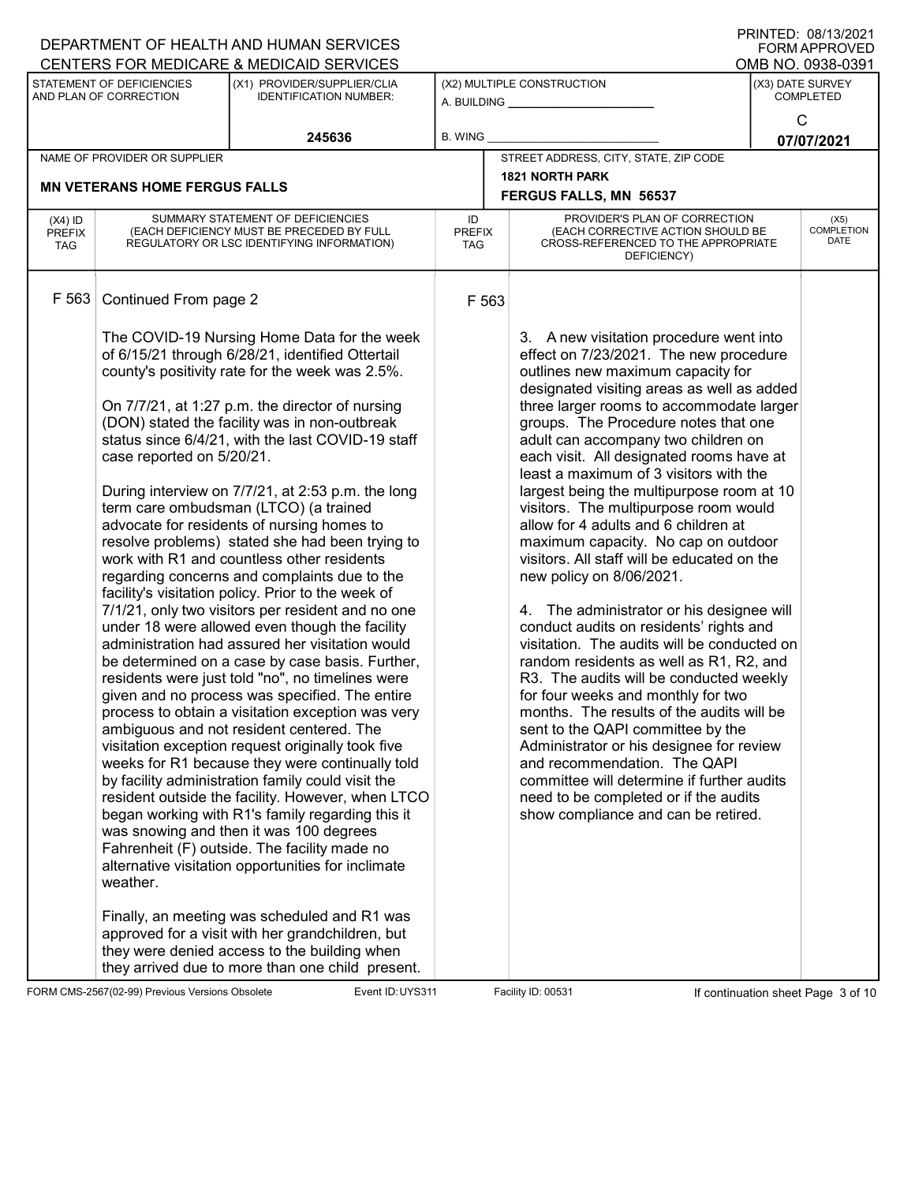DEPARTMENT OF HEALTH AND HUMAN SERVICES
CENTERS FOR MEDICARE & MEDICAID SERVICES

PRINTED: 08/13/2021
FORM APPROVED
OMB NO. 0938-0391

| STATEMENT OF DEFICIENCIES AND PLAN OF CORRECTION | (X1) PROVIDER/SUPPLIER/CLIA IDENTIFICATION NUMBER: | (X2) MULTIPLE CONSTRUCTION | (X3) DATE SURVEY COMPLETED |
|---|---|---|---|
| | 245636 | A. BUILDING ___ B. WING ___ | C 07/07/2021 |

| NAME OF PROVIDER OR SUPPLIER | STREET ADDRESS, CITY, STATE, ZIP CODE |
|---|---|
| MN VETERANS HOME FERGUS FALLS | 1821 NORTH PARK FERGUS FALLS, MN 56537 |

| (X4) ID PREFIX TAG | SUMMARY STATEMENT OF DEFICIENCIES (EACH DEFICIENCY MUST BE PRECEDED BY FULL REGULATORY OR LSC IDENTIFYING INFORMATION) | ID PREFIX TAG | PROVIDER'S PLAN OF CORRECTION (EACH CORRECTIVE ACTION SHOULD BE CROSS-REFERENCED TO THE APPROPRIATE DEFICIENCY) | (X5) COMPLETION DATE |
|---|---|---|---|---|
| F 563 | Continued From page 2 | F 563 | | |

**F 563** Continued From page 2

The COVID-19 Nursing Home Data for the week of 6/15/21 through 6/28/21, identified Ottertail county's positivity rate for the week was 2.5%.

On 7/7/21, at 1:27 p.m. the director of nursing (DON) stated the facility was in non-outbreak status since 6/4/21, with the last COVID-19 staff case reported on 5/20/21.

During interview on 7/7/21, at 2:53 p.m. the long term care ombudsman (LTCO) (a trained advocate for residents of nursing homes to resolve problems) stated she had been trying to work with R1 and countless other residents regarding concerns and complaints due to the facility's visitation policy. Prior to the week of 7/1/21, only two visitors per resident and no one under 18 were allowed even though the facility administration had assured her visitation would be determined on a case by case basis. Further, residents were just told "no", no timelines were given and no process was specified. The entire process to obtain a visitation exception was very ambiguous and not resident centered. The visitation exception request originally took five weeks for R1 because they were continually told by facility administration family could visit the resident outside the facility. However, when LTCO began working with R1's family regarding this it was snowing and then it was 100 degrees Fahrenheit (F) outside. The facility made no alternative visitation opportunities for inclimate weather.

Finally, an meeting was scheduled and R1 was approved for a visit with her grandchildren, but they were denied access to the building when they arrived due to more than one child present.

**Provider's Plan of Correction (F 563):**

3. A new visitation procedure went into effect on 7/23/2021. The new procedure outlines new maximum capacity for designated visiting areas as well as added three larger rooms to accommodate larger groups. The Procedure notes that one adult can accompany two children on each visit. All designated rooms have at least a maximum of 3 visitors with the largest being the multipurpose room at 10 visitors. The multipurpose room would allow for 4 adults and 6 children at maximum capacity. No cap on outdoor visitors. All staff will be educated on the new policy on 8/06/2021.

4. The administrator or his designee will conduct audits on residents' rights and visitation. The audits will be conducted on random residents as well as R1, R2, and R3. The audits will be conducted weekly for four weeks and monthly for two months. The results of the audits will be sent to the QAPI committee by the Administrator or his designee for review and recommendation. The QAPI committee will determine if further audits need to be completed or if the audits show compliance and can be retired.

FORM CMS-2567(02-99) Previous Versions Obsolete | Event ID: UYS311 | Facility ID: 00531 | If continuation sheet Page 3 of 10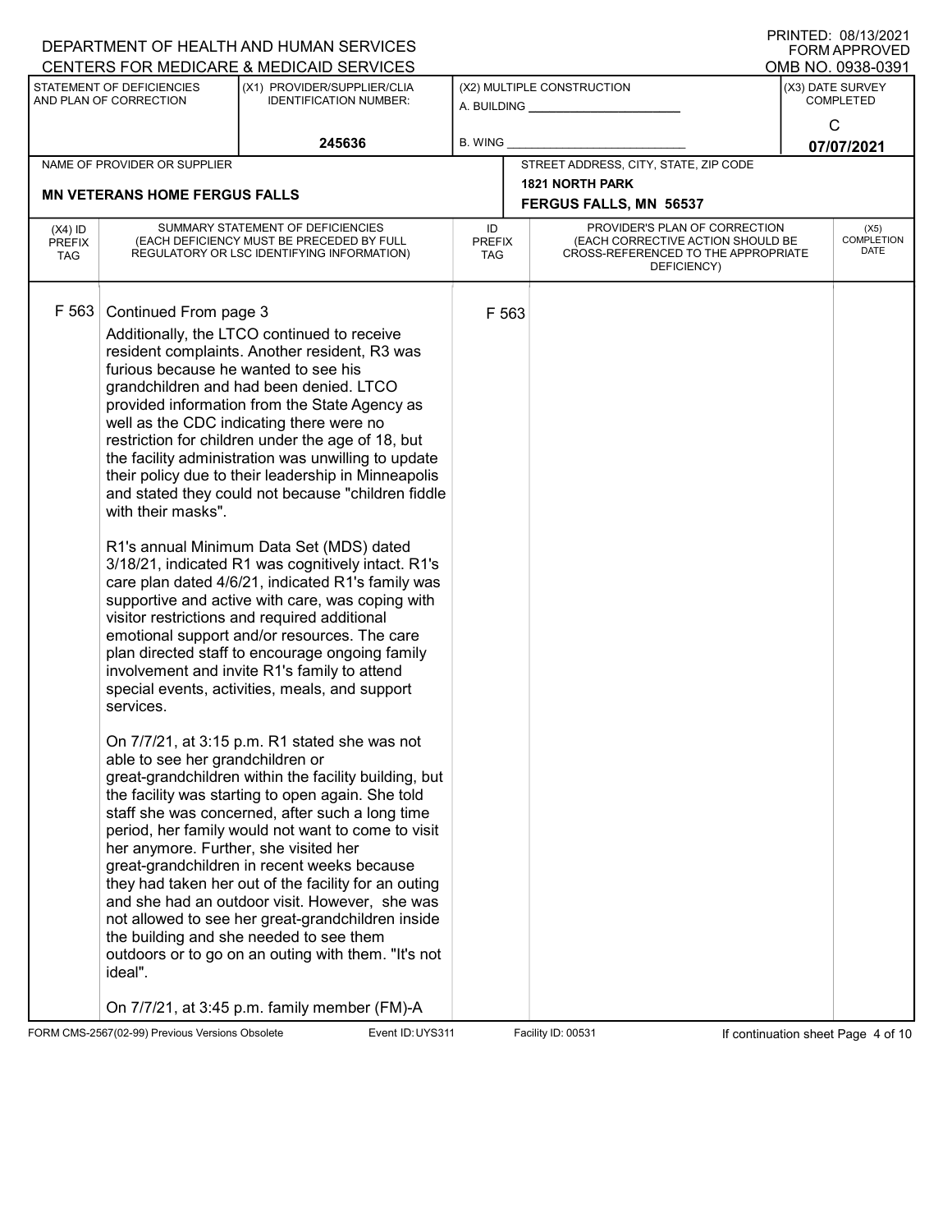DEPARTMENT OF HEALTH AND HUMAN SERVICES
CENTERS FOR MEDICARE & MEDICAID SERVICES

PRINTED: 08/13/2021
FORM APPROVED
OMB NO. 0938-0391

| STATEMENT OF DEFICIENCIES AND PLAN OF CORRECTION | (X1) PROVIDER/SUPPLIER/CLIA IDENTIFICATION NUMBER: | (X2) MULTIPLE CONSTRUCTION | (X3) DATE SURVEY COMPLETED |
|---|---|---|---|
| | 245636 | A. BUILDING ______ B. WING ______ | C 07/07/2021 |

| NAME OF PROVIDER OR SUPPLIER | STREET ADDRESS, CITY, STATE, ZIP CODE |
|---|---|
| MN VETERANS HOME FERGUS FALLS | 1821 NORTH PARK FERGUS FALLS, MN 56537 |

| (X4) ID PREFIX TAG | SUMMARY STATEMENT OF DEFICIENCIES (EACH DEFICIENCY MUST BE PRECEDED BY FULL REGULATORY OR LSC IDENTIFYING INFORMATION) | ID PREFIX TAG | PROVIDER'S PLAN OF CORRECTION (EACH CORRECTIVE ACTION SHOULD BE CROSS-REFERENCED TO THE APPROPRIATE DEFICIENCY) | (X5) COMPLETION DATE |
|---|---|---|---|---|
| F 563 | Continued From page 3 | F 563 | | |

Additionally, the LTCO continued to receive resident complaints. Another resident, R3 was furious because he wanted to see his grandchildren and had been denied. LTCO provided information from the State Agency as well as the CDC indicating there were no restriction for children under the age of 18, but the facility administration was unwilling to update their policy due to their leadership in Minneapolis and stated they could not because "children fiddle with their masks".

R1's annual Minimum Data Set (MDS) dated 3/18/21, indicated R1 was cognitively intact. R1's care plan dated 4/6/21, indicated R1's family was supportive and active with care, was coping with visitor restrictions and required additional emotional support and/or resources. The care plan directed staff to encourage ongoing family involvement and invite R1's family to attend special events, activities, meals, and support services.

On 7/7/21, at 3:15 p.m. R1 stated she was not able to see her grandchildren or great-grandchildren within the facility building, but the facility was starting to open again. She told staff she was concerned, after such a long time period, her family would not want to come to visit her anymore. Further, she visited her great-grandchildren in recent weeks because they had taken her out of the facility for an outing and she had an outdoor visit. However, she was not allowed to see her great-grandchildren inside the building and she needed to see them outdoors or to go on an outing with them. "It's not ideal".

On 7/7/21, at 3:45 p.m. family member (FM)-A

FORM CMS-2567(02-99) Previous Versions Obsolete Event ID: UYS311 Facility ID: 00531 If continuation sheet Page 4 of 10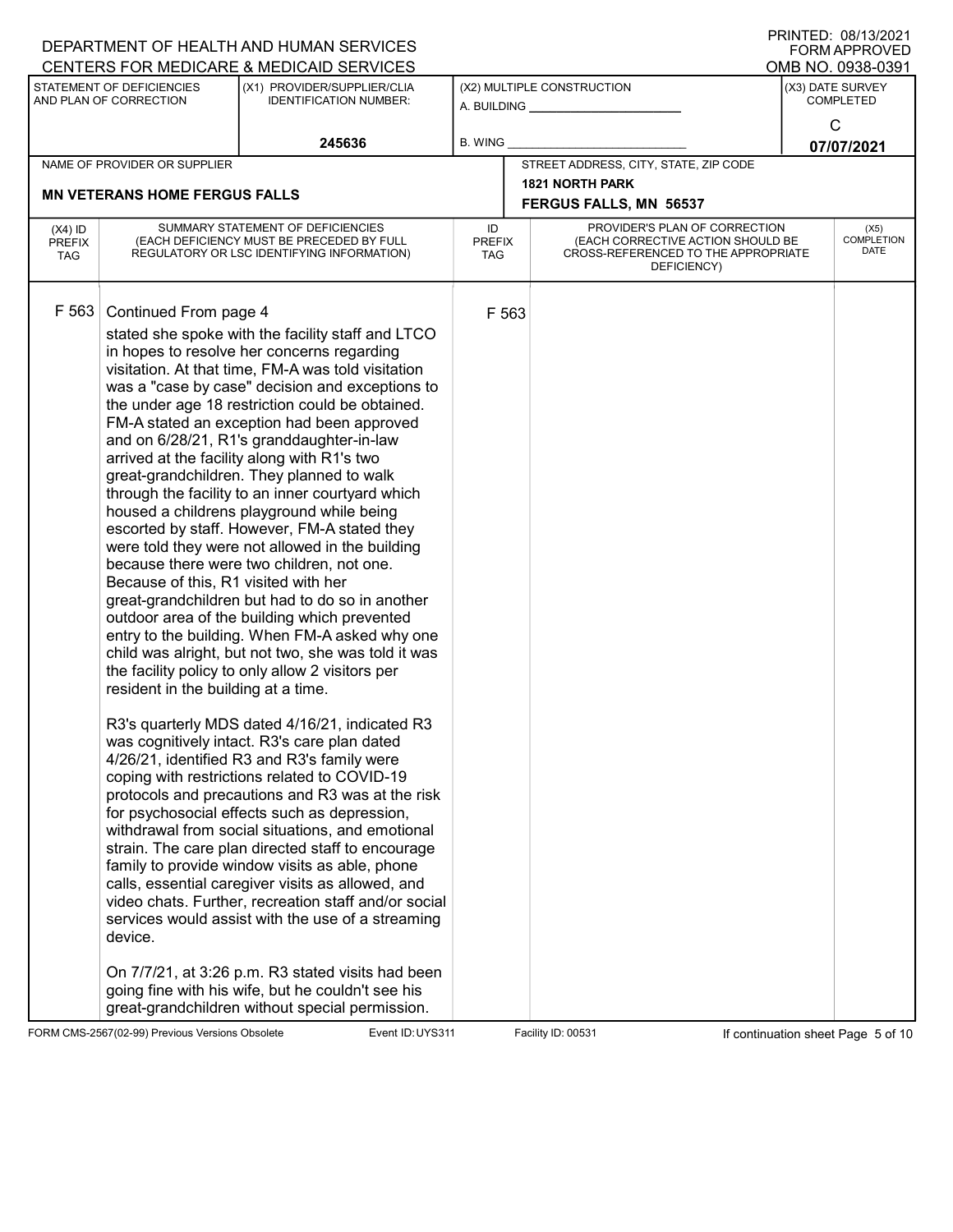DEPARTMENT OF HEALTH AND HUMAN SERVICES
CENTERS FOR MEDICARE & MEDICAID SERVICES

PRINTED: 08/13/2021
FORM APPROVED
OMB NO. 0938-0391

| STATEMENT OF DEFICIENCIES AND PLAN OF CORRECTION | (X1) PROVIDER/SUPPLIER/CLIA IDENTIFICATION NUMBER: | (X2) MULTIPLE CONSTRUCTION | (X3) DATE SURVEY COMPLETED |
|---|---|---|---|
| | 245636 | A. BUILDING ______ B. WING ______ | C 07/07/2021 |

| NAME OF PROVIDER OR SUPPLIER | STREET ADDRESS, CITY, STATE, ZIP CODE |
|---|---|
| **MN VETERANS HOME FERGUS FALLS** | **1821 NORTH PARK FERGUS FALLS, MN 56537** |

| (X4) ID PREFIX TAG | SUMMARY STATEMENT OF DEFICIENCIES (EACH DEFICIENCY MUST BE PRECEDED BY FULL REGULATORY OR LSC IDENTIFYING INFORMATION) | ID PREFIX TAG | PROVIDER'S PLAN OF CORRECTION (EACH CORRECTIVE ACTION SHOULD BE CROSS-REFERENCED TO THE APPROPRIATE DEFICIENCY) | (X5) COMPLETION DATE |
|---|---|---|---|---|
| F 563 | Continued From page 4<br>stated she spoke with the facility staff and LTCO in hopes to resolve her concerns regarding visitation. At that time, FM-A was told visitation was a "case by case" decision and exceptions to the under age 18 restriction could be obtained. FM-A stated an exception had been approved and on 6/28/21, R1's granddaughter-in-law arrived at the facility along with R1's two great-grandchildren. They planned to walk through the facility to an inner courtyard which housed a childrens playground while being escorted by staff. However, FM-A stated they were told they were not allowed in the building because there were two children, not one. Because of this, R1 visited with her great-grandchildren but had to do so in another outdoor area of the building which prevented entry to the building. When FM-A asked why one child was alright, but not two, she was told it was the facility policy to only allow 2 visitors per resident in the building at a time.<br><br>R3's quarterly MDS dated 4/16/21, indicated R3 was cognitively intact. R3's care plan dated 4/26/21, identified R3 and R3's family were coping with restrictions related to COVID-19 protocols and precautions and R3 was at the risk for psychosocial effects such as depression, withdrawal from social situations, and emotional strain. The care plan directed staff to encourage family to provide window visits as able, phone calls, essential caregiver visits as allowed, and video chats. Further, recreation staff and/or social services would assist with the use of a streaming device.<br><br>On 7/7/21, at 3:26 p.m. R3 stated visits had been going fine with his wife, but he couldn't see his great-grandchildren without special permission. | F 563 | | |

FORM CMS-2567(02-99) Previous Versions Obsolete Event ID: UYS311 Facility ID: 00531 If continuation sheet Page 5 of 10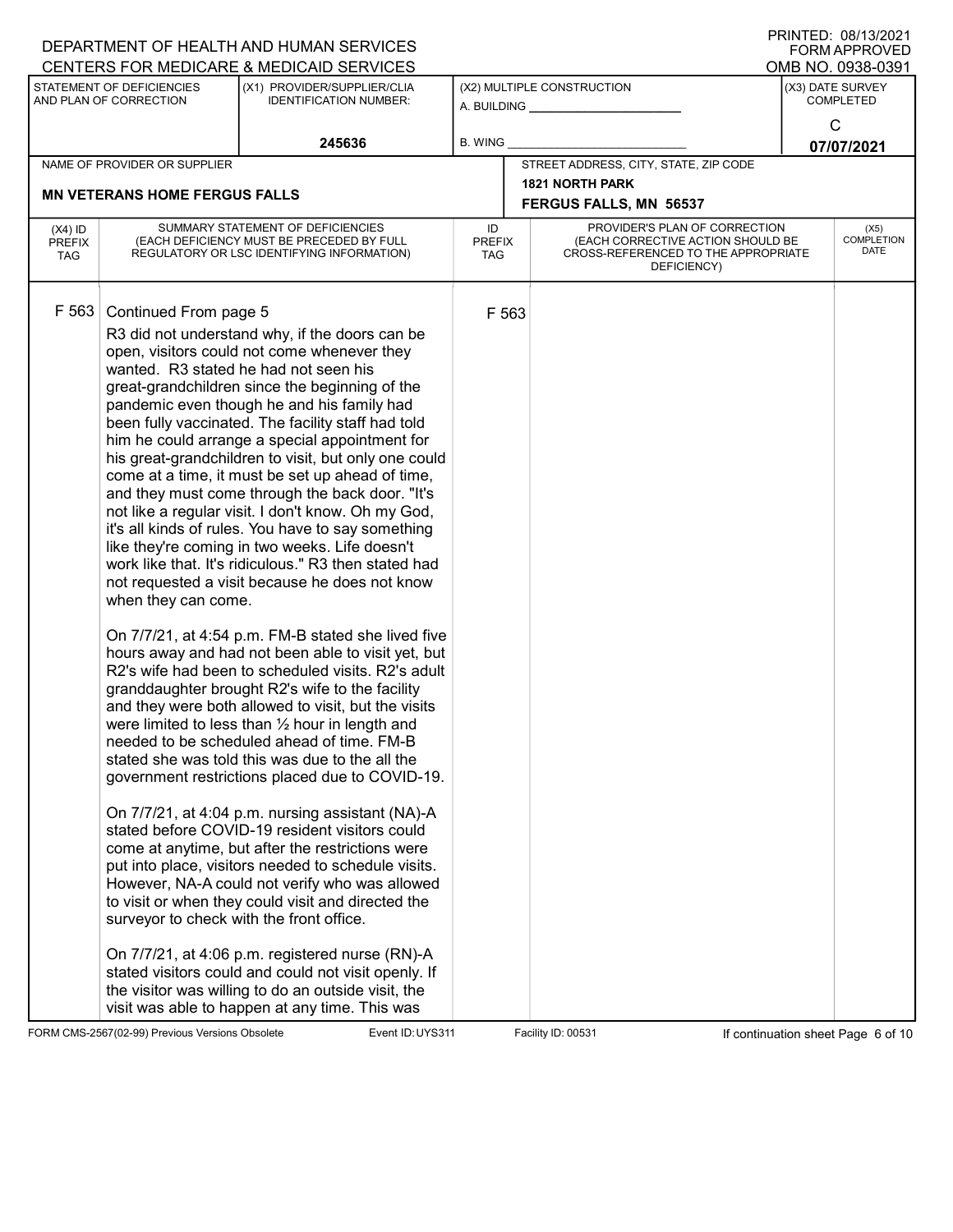| (X4) ID PREFIX TAG | SUMMARY STATEMENT OF DEFICIENCIES (EACH DEFICIENCY MUST BE PRECEDED BY FULL REGULATORY OR LSC IDENTIFYING INFORMATION) | ID PREFIX TAG | PROVIDER'S PLAN OF CORRECTION (EACH CORRECTIVE ACTION SHOULD BE CROSS-REFERENCED TO THE APPROPRIATE DEFICIENCY) | (X5) COMPLETION DATE |
|---|---|---|---|---|
| F 563 | Continued From page 5 | F 563 | | |

R3 did not understand why, if the doors can be open, visitors could not come whenever they wanted. R3 stated he had not seen his great-grandchildren since the beginning of the pandemic even though he and his family had been fully vaccinated. The facility staff had told him he could arrange a special appointment for his great-grandchildren to visit, but only one could come at a time, it must be set up ahead of time, and they must come through the back door. "It's not like a regular visit. I don't know. Oh my God, it's all kinds of rules. You have to say something like they're coming in two weeks. Life doesn't work like that. It's ridiculous." R3 then stated had not requested a visit because he does not know when they can come.

On 7/7/21, at 4:54 p.m. FM-B stated she lived five hours away and had not been able to visit yet, but R2's wife had been to scheduled visits. R2's adult granddaughter brought R2's wife to the facility and they were both allowed to visit, but the visits were limited to less than ½ hour in length and needed to be scheduled ahead of time. FM-B stated she was told this was due to the all the government restrictions placed due to COVID-19.

On 7/7/21, at 4:04 p.m. nursing assistant (NA)-A stated before COVID-19 resident visitors could come at anytime, but after the restrictions were put into place, visitors needed to schedule visits. However, NA-A could not verify who was allowed to visit or when they could visit and directed the surveyor to check with the front office.

On 7/7/21, at 4:06 p.m. registered nurse (RN)-A stated visitors could and could not visit openly. If the visitor was willing to do an outside visit, the visit was able to happen at any time. This was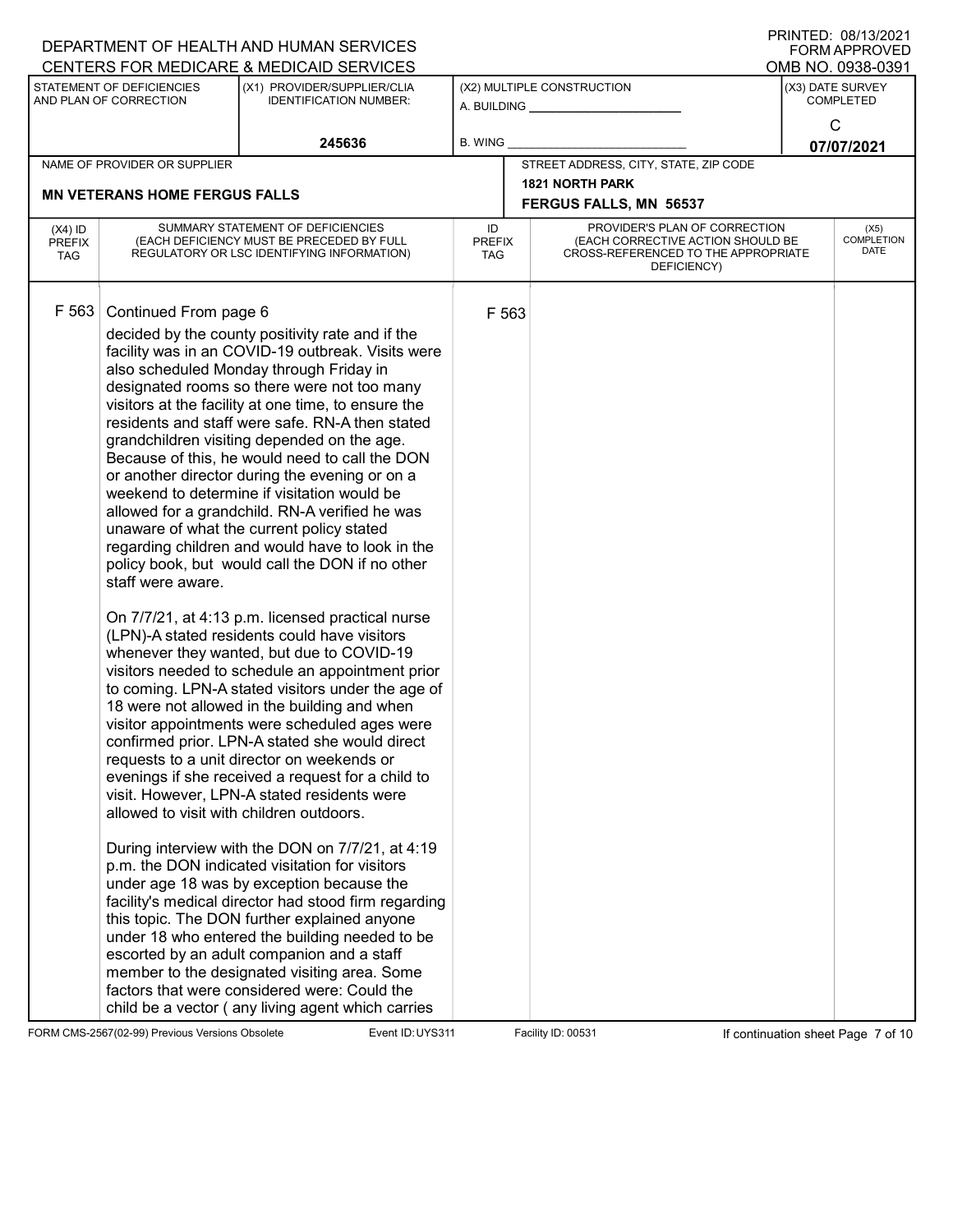DEPARTMENT OF HEALTH AND HUMAN SERVICES
CENTERS FOR MEDICARE & MEDICAID SERVICES

PRINTED: 08/13/2021
FORM APPROVED
OMB NO. 0938-0391

| STATEMENT OF DEFICIENCIES AND PLAN OF CORRECTION | (X1) PROVIDER/SUPPLIER/CLIA IDENTIFICATION NUMBER: | (X2) MULTIPLE CONSTRUCTION | (X3) DATE SURVEY COMPLETED |
|---|---|---|---|
| | 245636 | A. BUILDING ___ B. WING ___ | C 07/07/2021 |

| NAME OF PROVIDER OR SUPPLIER | STREET ADDRESS, CITY, STATE, ZIP CODE |
|---|---|
| MN VETERANS HOME FERGUS FALLS | 1821 NORTH PARK, FERGUS FALLS, MN 56537 |

| (X4) ID PREFIX TAG | SUMMARY STATEMENT OF DEFICIENCIES (EACH DEFICIENCY MUST BE PRECEDED BY FULL REGULATORY OR LSC IDENTIFYING INFORMATION) | ID PREFIX TAG | PROVIDER'S PLAN OF CORRECTION (EACH CORRECTIVE ACTION SHOULD BE CROSS-REFERENCED TO THE APPROPRIATE DEFICIENCY) | (X5) COMPLETION DATE |
|---|---|---|---|---|
| F 563 | Continued From page 6 | F 563 | | |

decided by the county positivity rate and if the facility was in an COVID-19 outbreak. Visits were also scheduled Monday through Friday in designated rooms so there were not too many visitors at the facility at one time, to ensure the residents and staff were safe. RN-A then stated grandchildren visiting depended on the age. Because of this, he would need to call the DON or another director during the evening or on a weekend to determine if visitation would be allowed for a grandchild. RN-A verified he was unaware of what the current policy stated regarding children and would have to look in the policy book, but would call the DON if no other staff were aware.

On 7/7/21, at 4:13 p.m. licensed practical nurse (LPN)-A stated residents could have visitors whenever they wanted, but due to COVID-19 visitors needed to schedule an appointment prior to coming. LPN-A stated visitors under the age of 18 were not allowed in the building and when visitor appointments were scheduled ages were confirmed prior. LPN-A stated she would direct requests to a unit director on weekends or evenings if she received a request for a child to visit. However, LPN-A stated residents were allowed to visit with children outdoors.

During interview with the DON on 7/7/21, at 4:19 p.m. the DON indicated visitation for visitors under age 18 was by exception because the facility's medical director had stood firm regarding this topic. The DON further explained anyone under 18 who entered the building needed to be escorted by an adult companion and a staff member to the designated visiting area. Some factors that were considered were: Could the child be a vector ( any living agent which carries

FORM CMS-2567(02-99) Previous Versions Obsolete Event ID: UYS311 Facility ID: 00531 If continuation sheet Page 7 of 10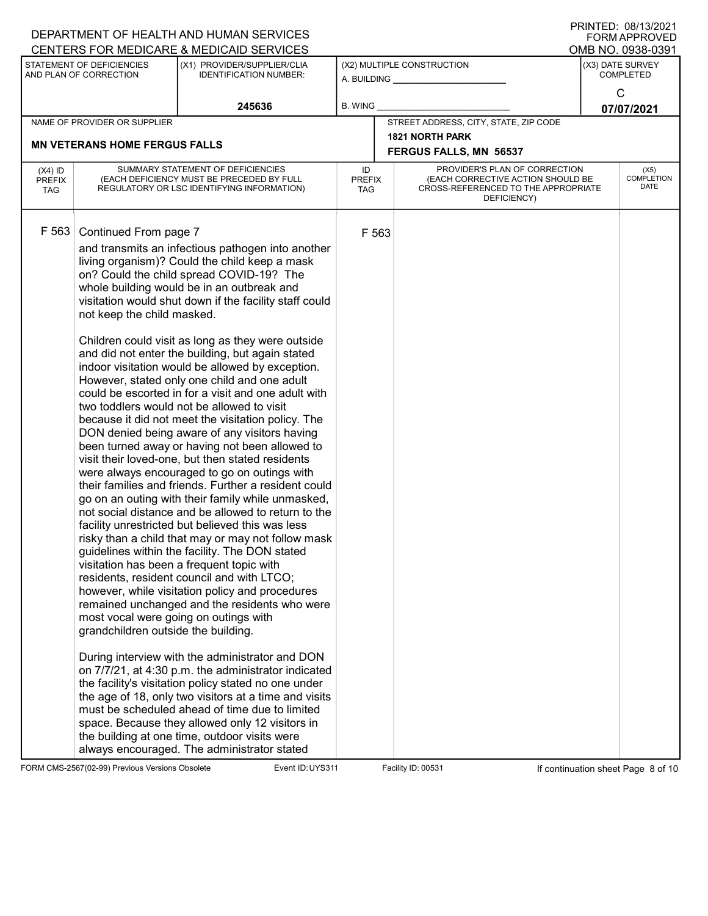DEPARTMENT OF HEALTH AND HUMAN SERVICES
CENTERS FOR MEDICARE & MEDICAID SERVICES

PRINTED: 08/13/2021
FORM APPROVED
OMB NO. 0938-0391

| STATEMENT OF DEFICIENCIES AND PLAN OF CORRECTION | (X1) PROVIDER/SUPPLIER/CLIA IDENTIFICATION NUMBER: | (X2) MULTIPLE CONSTRUCTION | (X3) DATE SURVEY COMPLETED |
|---|---|---|---|
| | 245636 | A. BUILDING ___ B. WING ___ | C 07/07/2021 |

| NAME OF PROVIDER OR SUPPLIER | STREET ADDRESS, CITY, STATE, ZIP CODE |
|---|---|
| MN VETERANS HOME FERGUS FALLS | 1821 NORTH PARK FERGUS FALLS, MN 56537 |

| (X4) ID PREFIX TAG | SUMMARY STATEMENT OF DEFICIENCIES (EACH DEFICIENCY MUST BE PRECEDED BY FULL REGULATORY OR LSC IDENTIFYING INFORMATION) | ID PREFIX TAG | PROVIDER'S PLAN OF CORRECTION (EACH CORRECTIVE ACTION SHOULD BE CROSS-REFERENCED TO THE APPROPRIATE DEFICIENCY) | (X5) COMPLETION DATE |
|---|---|---|---|---|
| F 563 | Continued From page 7 | F 563 | | |

and transmits an infectious pathogen into another living organism)? Could the child keep a mask on? Could the child spread COVID-19? The whole building would be in an outbreak and visitation would shut down if the facility staff could not keep the child masked.

Children could visit as long as they were outside and did not enter the building, but again stated indoor visitation would be allowed by exception. However, stated only one child and one adult could be escorted in for a visit and one adult with two toddlers would not be allowed to visit because it did not meet the visitation policy. The DON denied being aware of any visitors having been turned away or having not been allowed to visit their loved-one, but then stated residents were always encouraged to go on outings with their families and friends. Further a resident could go on an outing with their family while unmasked, not social distance and be allowed to return to the facility unrestricted but believed this was less risky than a child that may or may not follow mask guidelines within the facility. The DON stated visitation has been a frequent topic with residents, resident council and with LTCO; however, while visitation policy and procedures remained unchanged and the residents who were most vocal were going on outings with grandchildren outside the building.

During interview with the administrator and DON on 7/7/21, at 4:30 p.m. the administrator indicated the facility's visitation policy stated no one under the age of 18, only two visitors at a time and visits must be scheduled ahead of time due to limited space. Because they allowed only 12 visitors in the building at one time, outdoor visits were always encouraged. The administrator stated

FORM CMS-2567(02-99) Previous Versions Obsolete | Event ID: UYS311 | Facility ID: 00531 | If continuation sheet Page 8 of 10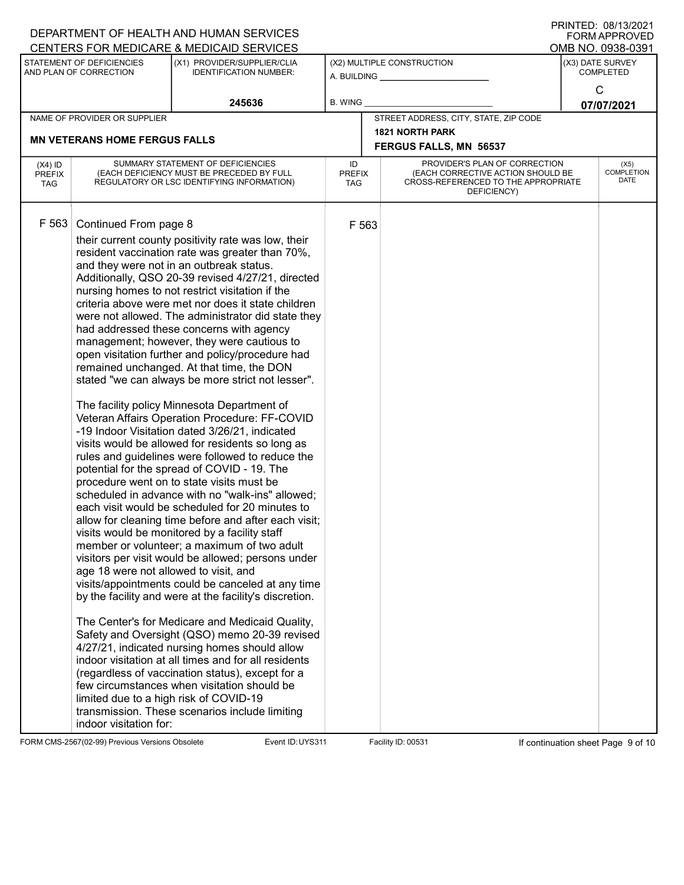DEPARTMENT OF HEALTH AND HUMAN SERVICES
CENTERS FOR MEDICARE & MEDICAID SERVICES

PRINTED: 08/13/2021
FORM APPROVED
OMB NO. 0938-0391

| STATEMENT OF DEFICIENCIES AND PLAN OF CORRECTION | (X1) PROVIDER/SUPPLIER/CLIA IDENTIFICATION NUMBER: | (X2) MULTIPLE CONSTRUCTION | (X3) DATE SURVEY COMPLETED |
|---|---|---|---|
| | 245636 | A. BUILDING ______ B. WING ______ | C 07/07/2021 |

| NAME OF PROVIDER OR SUPPLIER | STREET ADDRESS, CITY, STATE, ZIP CODE |
|---|---|
| MN VETERANS HOME FERGUS FALLS | 1821 NORTH PARK FERGUS FALLS, MN 56537 |

| (X4) ID PREFIX TAG | SUMMARY STATEMENT OF DEFICIENCIES (EACH DEFICIENCY MUST BE PRECEDED BY FULL REGULATORY OR LSC IDENTIFYING INFORMATION) | ID PREFIX TAG | PROVIDER'S PLAN OF CORRECTION (EACH CORRECTIVE ACTION SHOULD BE CROSS-REFERENCED TO THE APPROPRIATE DEFICIENCY) | (X5) COMPLETION DATE |
|---|---|---|---|---|
| F 563 | Continued From page 8 | F 563 | | |

their current county positivity rate was low, their resident vaccination rate was greater than 70%, and they were not in an outbreak status. Additionally, QSO 20-39 revised 4/27/21, directed nursing homes to not restrict visitation if the criteria above were met nor does it state children were not allowed. The administrator did state they had addressed these concerns with agency management; however, they were cautious to open visitation further and policy/procedure had remained unchanged. At that time, the DON stated "we can always be more strict not lesser".

The facility policy Minnesota Department of Veteran Affairs Operation Procedure: FF-COVID -19 Indoor Visitation dated 3/26/21, indicated visits would be allowed for residents so long as rules and guidelines were followed to reduce the potential for the spread of COVID - 19. The procedure went on to state visits must be scheduled in advance with no "walk-ins" allowed; each visit would be scheduled for 20 minutes to allow for cleaning time before and after each visit; visits would be monitored by a facility staff member or volunteer; a maximum of two adult visitors per visit would be allowed; persons under age 18 were not allowed to visit, and visits/appointments could be canceled at any time by the facility and were at the facility's discretion.

The Center's for Medicare and Medicaid Quality, Safety and Oversight (QSO) memo 20-39 revised 4/27/21, indicated nursing homes should allow indoor visitation at all times and for all residents (regardless of vaccination status), except for a few circumstances when visitation should be limited due to a high risk of COVID-19 transmission. These scenarios include limiting indoor visitation for:

FORM CMS-2567(02-99) Previous Versions Obsolete Event ID: UYS311 Facility ID: 00531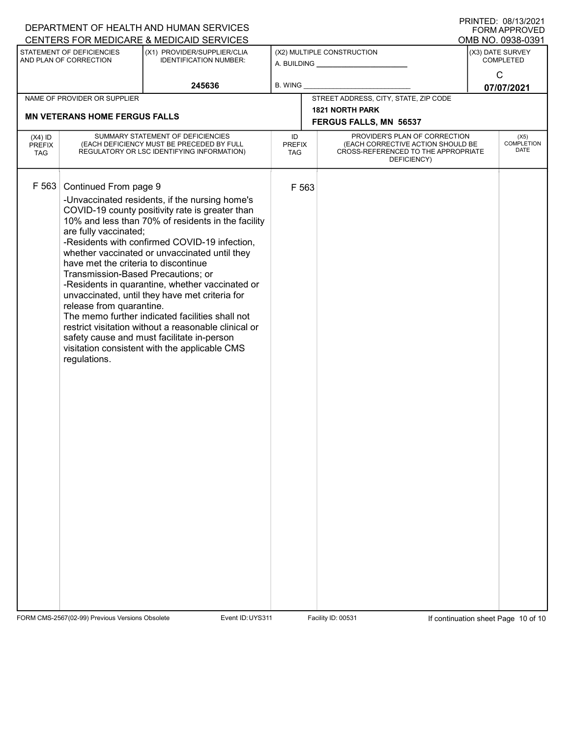DEPARTMENT OF HEALTH AND HUMAN SERVICES
CENTERS FOR MEDICARE & MEDICAID SERVICES

PRINTED: 08/13/2021
FORM APPROVED
OMB NO. 0938-0391

| STATEMENT OF DEFICIENCIES AND PLAN OF CORRECTION | (X1) PROVIDER/SUPPLIER/CLIA IDENTIFICATION NUMBER: | (X2) MULTIPLE CONSTRUCTION | (X3) DATE SURVEY COMPLETED |
|---|---|---|---|
| | 245636 | A. BUILDING ______ B. WING ______ | C 07/07/2021 |

| NAME OF PROVIDER OR SUPPLIER | STREET ADDRESS, CITY, STATE, ZIP CODE |
|---|---|
| MN VETERANS HOME FERGUS FALLS | 1821 NORTH PARK FERGUS FALLS, MN 56537 |

| (X4) ID PREFIX TAG | SUMMARY STATEMENT OF DEFICIENCIES (EACH DEFICIENCY MUST BE PRECEDED BY FULL REGULATORY OR LSC IDENTIFYING INFORMATION) | ID PREFIX TAG | PROVIDER'S PLAN OF CORRECTION (EACH CORRECTIVE ACTION SHOULD BE CROSS-REFERENCED TO THE APPROPRIATE DEFICIENCY) | (X5) COMPLETION DATE |
|---|---|---|---|---|
| F 563 | Continued From page 9<br>-Unvaccinated residents, if the nursing home's COVID-19 county positivity rate is greater than 10% and less than 70% of residents in the facility are fully vaccinated;<br>-Residents with confirmed COVID-19 infection, whether vaccinated or unvaccinated until they have met the criteria to discontinue Transmission-Based Precautions; or<br>-Residents in quarantine, whether vaccinated or unvaccinated, until they have met criteria for release from quarantine.<br>The memo further indicated facilities shall not restrict visitation without a reasonable clinical or safety cause and must facilitate in-person visitation consistent with the applicable CMS regulations. | F 563 | | |

FORM CMS-2567(02-99) Previous Versions Obsolete Event ID: UYS311 Facility ID: 00531 If continuation sheet Page 10 of 10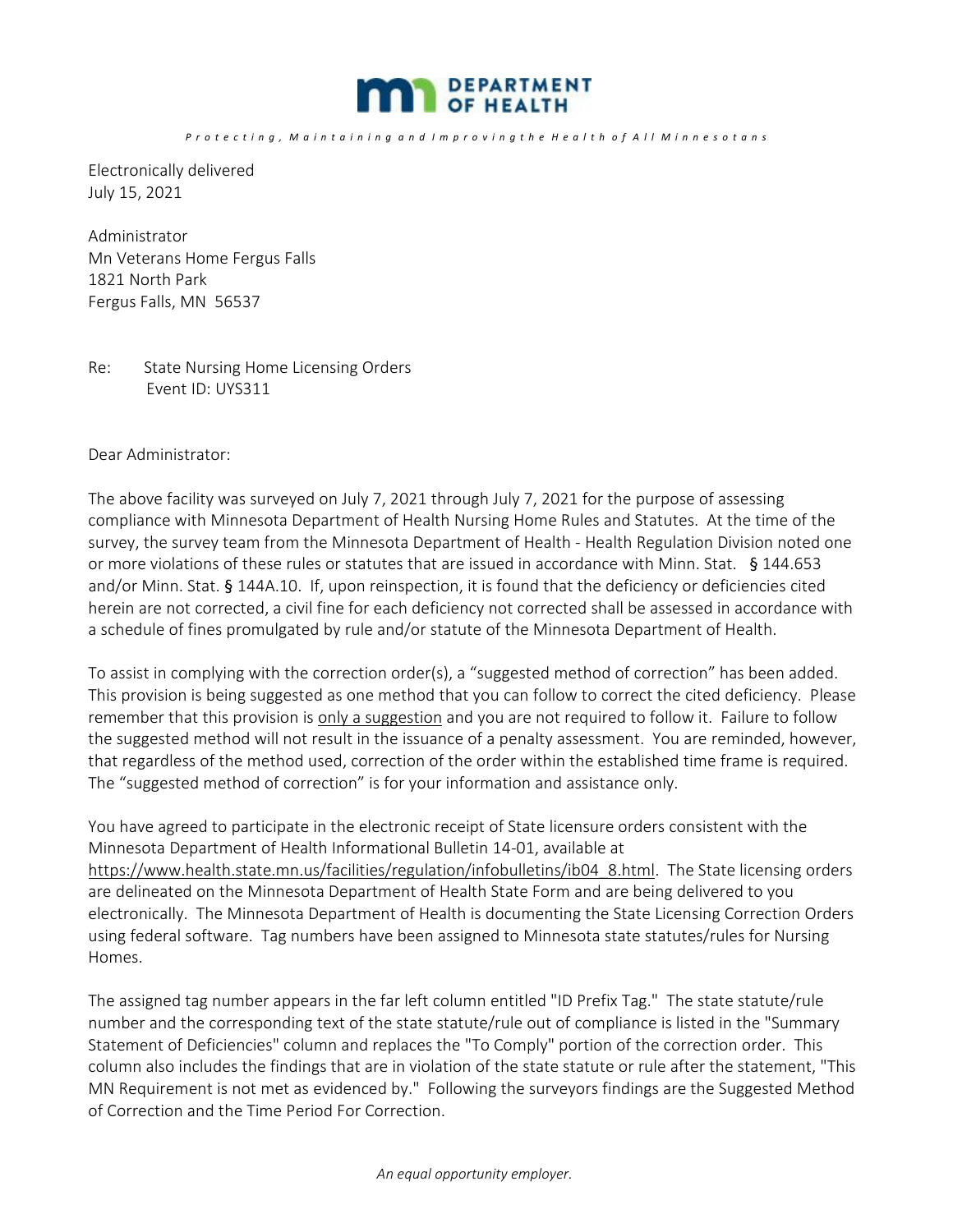DEPARTMENT OF HEALTH

*Protecting, Maintaining and Improving the Health of All Minnesotans*

Electronically delivered
July 15, 2021

Administrator
Mn Veterans Home Fergus Falls
1821 North Park
Fergus Falls, MN 56537

Re: State Nursing Home Licensing Orders
Event ID: UYS311

Dear Administrator:

The above facility was surveyed on July 7, 2021 through July 7, 2021 for the purpose of assessing compliance with Minnesota Department of Health Nursing Home Rules and Statutes. At the time of the survey, the survey team from the Minnesota Department of Health - Health Regulation Division noted one or more violations of these rules or statutes that are issued in accordance with Minn. Stat. § 144.653 and/or Minn. Stat. § 144A.10. If, upon reinspection, it is found that the deficiency or deficiencies cited herein are not corrected, a civil fine for each deficiency not corrected shall be assessed in accordance with a schedule of fines promulgated by rule and/or statute of the Minnesota Department of Health.

To assist in complying with the correction order(s), a "suggested method of correction" has been added. This provision is being suggested as one method that you can follow to correct the cited deficiency. Please remember that this provision is only a suggestion and you are not required to follow it. Failure to follow the suggested method will not result in the issuance of a penalty assessment. You are reminded, however, that regardless of the method used, correction of the order within the established time frame is required. The "suggested method of correction" is for your information and assistance only.

You have agreed to participate in the electronic receipt of State licensure orders consistent with the Minnesota Department of Health Informational Bulletin 14-01, available at https://www.health.state.mn.us/facilities/regulation/infobulletins/ib04_8.html. The State licensing orders are delineated on the Minnesota Department of Health State Form and are being delivered to you electronically. The Minnesota Department of Health is documenting the State Licensing Correction Orders using federal software. Tag numbers have been assigned to Minnesota state statutes/rules for Nursing Homes.

The assigned tag number appears in the far left column entitled "ID Prefix Tag." The state statute/rule number and the corresponding text of the state statute/rule out of compliance is listed in the "Summary Statement of Deficiencies" column and replaces the "To Comply" portion of the correction order. This column also includes the findings that are in violation of the state statute or rule after the statement, "This MN Requirement is not met as evidenced by." Following the surveyors findings are the Suggested Method of Correction and the Time Period For Correction.

*An equal opportunity employer.*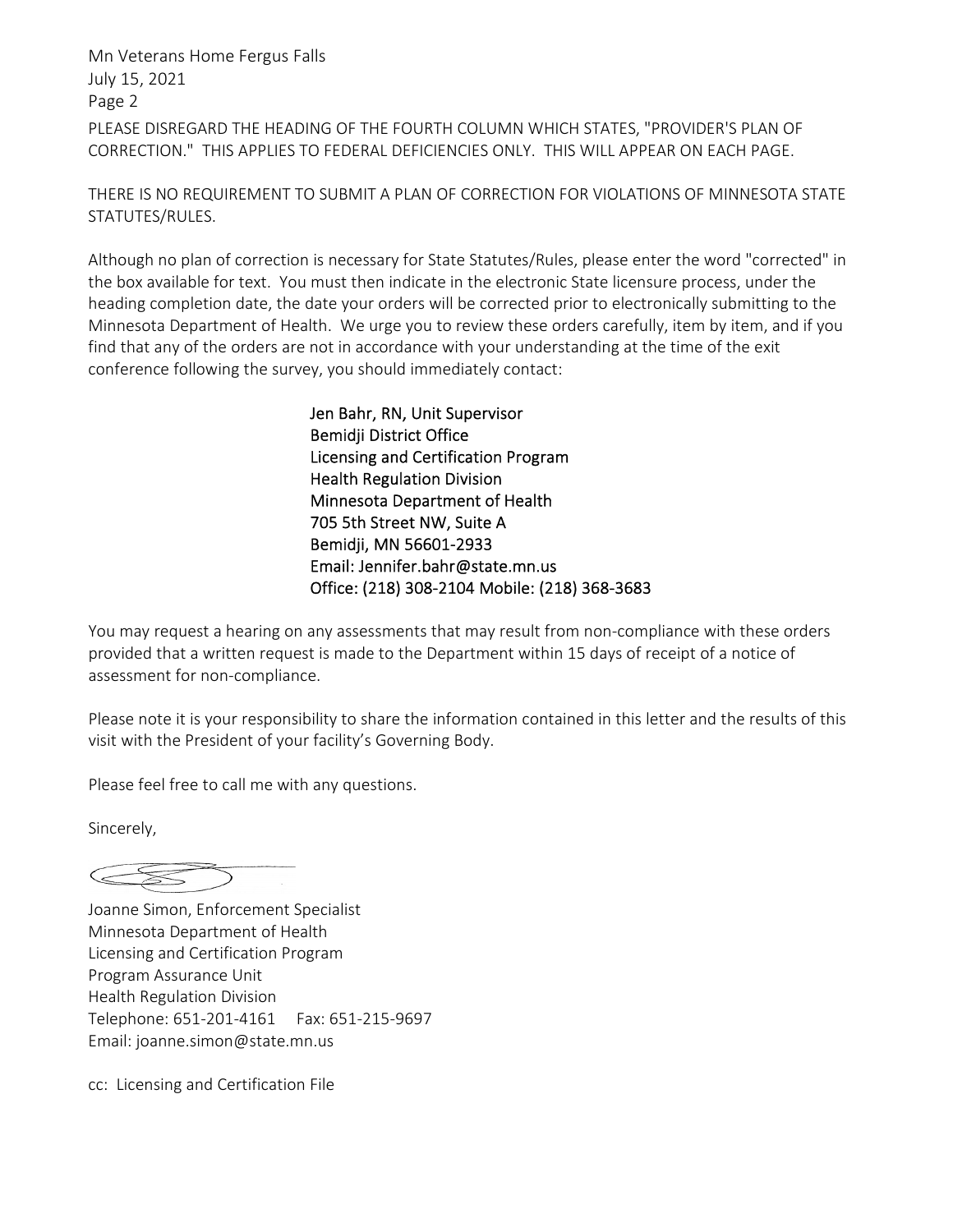Mn Veterans Home Fergus Falls
July 15, 2021
Page 2

PLEASE DISREGARD THE HEADING OF THE FOURTH COLUMN WHICH STATES, "PROVIDER'S PLAN OF CORRECTION." THIS APPLIES TO FEDERAL DEFICIENCIES ONLY. THIS WILL APPEAR ON EACH PAGE.

THERE IS NO REQUIREMENT TO SUBMIT A PLAN OF CORRECTION FOR VIOLATIONS OF MINNESOTA STATE STATUTES/RULES.

Although no plan of correction is necessary for State Statutes/Rules, please enter the word "corrected" in the box available for text. You must then indicate in the electronic State licensure process, under the heading completion date, the date your orders will be corrected prior to electronically submitting to the Minnesota Department of Health. We urge you to review these orders carefully, item by item, and if you find that any of the orders are not in accordance with your understanding at the time of the exit conference following the survey, you should immediately contact:

Jen Bahr, RN, Unit Supervisor
Bemidji District Office
Licensing and Certification Program
Health Regulation Division
Minnesota Department of Health
705 5th Street NW, Suite A
Bemidji, MN 56601-2933
Email: Jennifer.bahr@state.mn.us
Office: (218) 308-2104 Mobile: (218) 368-3683

You may request a hearing on any assessments that may result from non-compliance with these orders provided that a written request is made to the Department within 15 days of receipt of a notice of assessment for non-compliance.

Please note it is your responsibility to share the information contained in this letter and the results of this visit with the President of your facility's Governing Body.

Please feel free to call me with any questions.

Sincerely,

Joanne Simon, Enforcement Specialist
Minnesota Department of Health
Licensing and Certification Program
Program Assurance Unit
Health Regulation Division
Telephone: 651-201-4161 Fax: 651-215-9697
Email: joanne.simon@state.mn.us

cc: Licensing and Certification File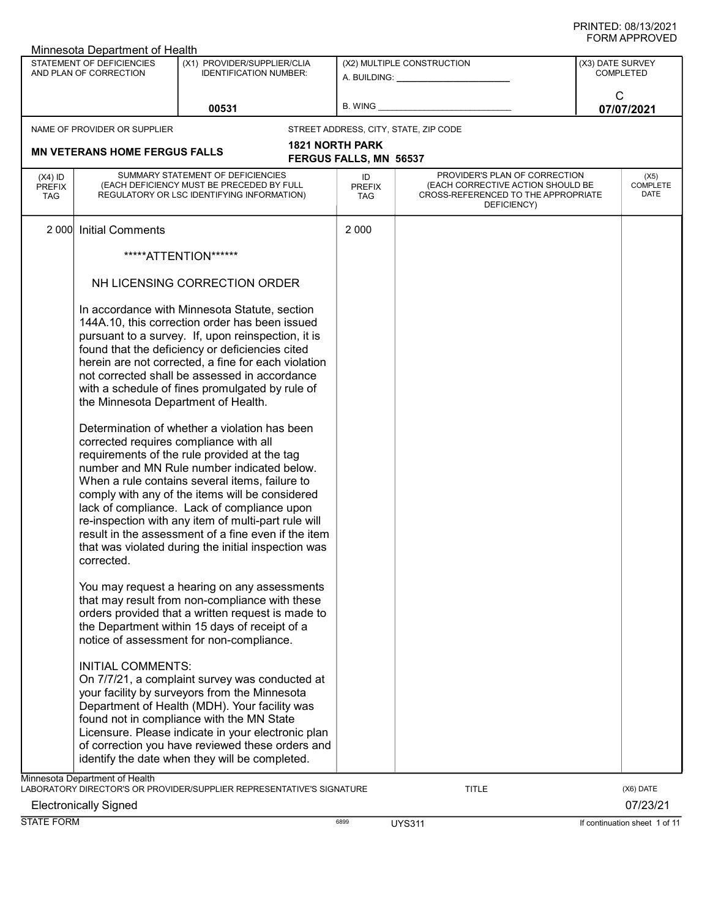Minnesota Department of Health

| STATEMENT OF DEFICIENCIES AND PLAN OF CORRECTION | (X1) PROVIDER/SUPPLIER/CLIA IDENTIFICATION NUMBER: | (X2) MULTIPLE CONSTRUCTION | (X3) DATE SURVEY COMPLETED |
|---|---|---|---|
| | 00531 | A. BUILDING: ______ B. WING ______ | C 07/07/2021 |

NAME OF PROVIDER OR SUPPLIER: **MN VETERANS HOME FERGUS FALLS**

STREET ADDRESS, CITY, STATE, ZIP CODE: **1821 NORTH PARK, FERGUS FALLS, MN 56537**

| (X4) ID PREFIX TAG | SUMMARY STATEMENT OF DEFICIENCIES (EACH DEFICIENCY MUST BE PRECEDED BY FULL REGULATORY OR LSC IDENTIFYING INFORMATION) | ID PREFIX TAG | PROVIDER'S PLAN OF CORRECTION (EACH CORRECTIVE ACTION SHOULD BE CROSS-REFERENCED TO THE APPROPRIATE DEFICIENCY) | (X5) COMPLETE DATE |
|---|---|---|---|---|
| 2 000 | Initial Comments | 2 000 | | |

*****ATTENTION******

NH LICENSING CORRECTION ORDER

In accordance with Minnesota Statute, section 144A.10, this correction order has been issued pursuant to a survey. If, upon reinspection, it is found that the deficiency or deficiencies cited herein are not corrected, a fine for each violation not corrected shall be assessed in accordance with a schedule of fines promulgated by rule of the Minnesota Department of Health.

Determination of whether a violation has been corrected requires compliance with all requirements of the rule provided at the tag number and MN Rule number indicated below. When a rule contains several items, failure to comply with any of the items will be considered lack of compliance. Lack of compliance upon re-inspection with any item of multi-part rule will result in the assessment of a fine even if the item that was violated during the initial inspection was corrected.

You may request a hearing on any assessments that may result from non-compliance with these orders provided that a written request is made to the Department within 15 days of receipt of a notice of assessment for non-compliance.

INITIAL COMMENTS:
On 7/7/21, a complaint survey was conducted at your facility by surveyors from the Minnesota Department of Health (MDH). Your facility was found not in compliance with the MN State Licensure. Please indicate in your electronic plan of correction you have reviewed these orders and identify the date when they will be completed.

Minnesota Department of Health
LABORATORY DIRECTOR'S OR PROVIDER/SUPPLIER REPRESENTATIVE'S SIGNATURE: Electronically Signed | TITLE | (X6) DATE: 07/23/21

STATE FORM 6899 UYS311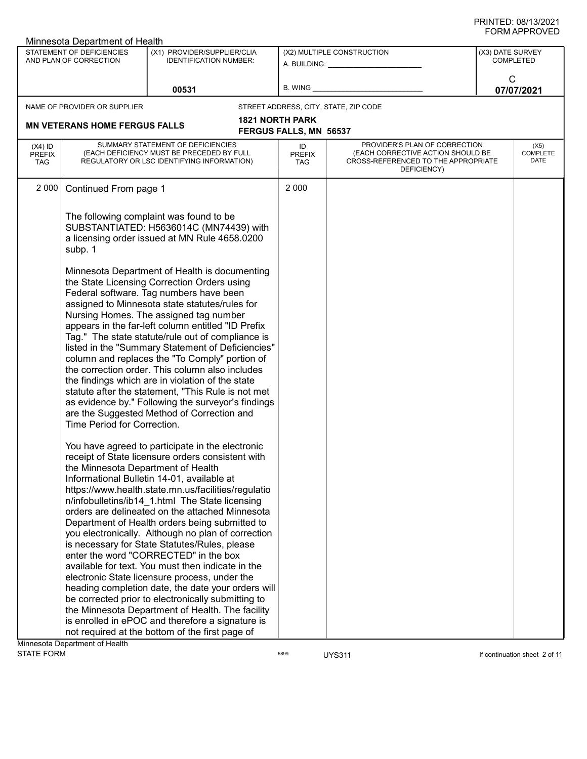Minnesota Department of Health

| STATEMENT OF DEFICIENCIES AND PLAN OF CORRECTION | (X1) PROVIDER/SUPPLIER/CLIA IDENTIFICATION NUMBER: | (X2) MULTIPLE CONSTRUCTION | (X3) DATE SURVEY COMPLETED |
|---|---|---|---|
| | 00531 | A. BUILDING: ______ B. WING ______ | C 07/07/2021 |

NAME OF PROVIDER OR SUPPLIER: **MN VETERANS HOME FERGUS FALLS**

STREET ADDRESS, CITY, STATE, ZIP CODE: **1821 NORTH PARK FERGUS FALLS, MN 56537**

| (X4) ID PREFIX TAG | SUMMARY STATEMENT OF DEFICIENCIES (EACH DEFICIENCY MUST BE PRECEDED BY FULL REGULATORY OR LSC IDENTIFYING INFORMATION) | ID PREFIX TAG | PROVIDER'S PLAN OF CORRECTION (EACH CORRECTIVE ACTION SHOULD BE CROSS-REFERENCED TO THE APPROPRIATE DEFICIENCY) | (X5) COMPLETE DATE |
|---|---|---|---|---|
| 2 000 | Continued From page 1<br><br>The following complaint was found to be SUBSTANTIATED: H5636014C (MN74439) with a licensing order issued at MN Rule 4658.0200 subp. 1<br><br>Minnesota Department of Health is documenting the State Licensing Correction Orders using Federal software. Tag numbers have been assigned to Minnesota state statutes/rules for Nursing Homes. The assigned tag number appears in the far-left column entitled "ID Prefix Tag." The state statute/rule out of compliance is listed in the "Summary Statement of Deficiencies" column and replaces the "To Comply" portion of the correction order. This column also includes the findings which are in violation of the state statute after the statement, "This Rule is not met as evidence by." Following the surveyor's findings are the Suggested Method of Correction and Time Period for Correction.<br><br>You have agreed to participate in the electronic receipt of State licensure orders consistent with the Minnesota Department of Health Informational Bulletin 14-01, available at https://www.health.state.mn.us/facilities/regulation/infobulletins/ib14_1.html The State licensing orders are delineated on the attached Minnesota Department of Health orders being submitted to you electronically. Although no plan of correction is necessary for State Statutes/Rules, please enter the word "CORRECTED" in the box available for text. You must then indicate in the electronic State licensure process, under the heading completion date, the date your orders will be corrected prior to electronically submitting to the Minnesota Department of Health. The facility is enrolled in ePOC and therefore a signature is not required at the bottom of the first page of | 2 000 | | |

Minnesota Department of Health
STATE FORM 6899 UYS311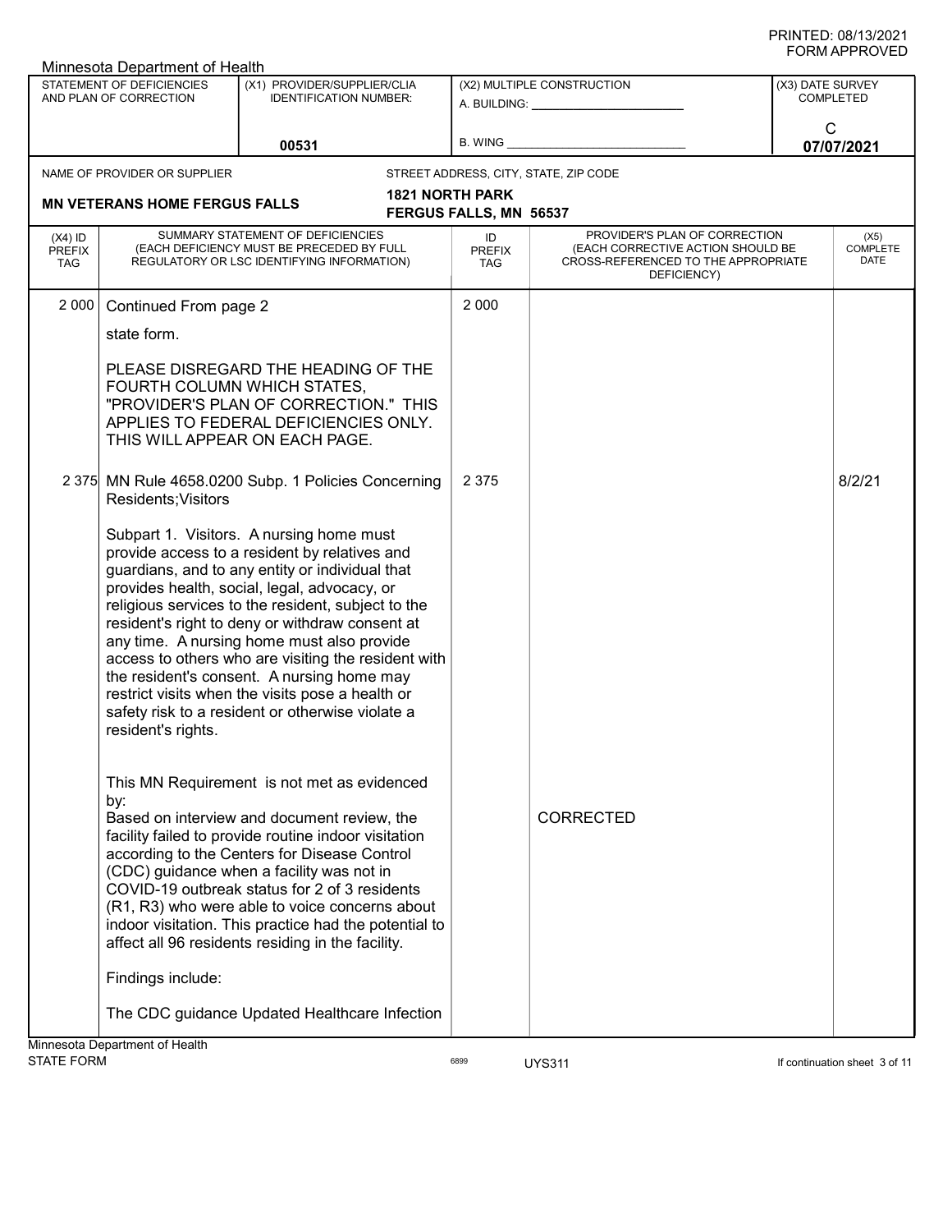PRINTED: 08/13/2021
FORM APPROVED

Minnesota Department of Health

| STATEMENT OF DEFICIENCIES AND PLAN OF CORRECTION | (X1) PROVIDER/SUPPLIER/CLIA IDENTIFICATION NUMBER: | (X2) MULTIPLE CONSTRUCTION | (X3) DATE SURVEY COMPLETED |
|---|---|---|---|
| | 00531 | A. BUILDING: ______ B. WING ______ | C 07/07/2021 |

| NAME OF PROVIDER OR SUPPLIER | STREET ADDRESS, CITY, STATE, ZIP CODE |
|---|---|
| MN VETERANS HOME FERGUS FALLS | 1821 NORTH PARK FERGUS FALLS, MN 56537 |

| (X4) ID PREFIX TAG | SUMMARY STATEMENT OF DEFICIENCIES (EACH DEFICIENCY MUST BE PRECEDED BY FULL REGULATORY OR LSC IDENTIFYING INFORMATION) | ID PREFIX TAG | PROVIDER'S PLAN OF CORRECTION (EACH CORRECTIVE ACTION SHOULD BE CROSS-REFERENCED TO THE APPROPRIATE DEFICIENCY) | (X5) COMPLETE DATE |
|---|---|---|---|---|
| 2 000 | Continued From page 2<br><br>state form.<br><br>PLEASE DISREGARD THE HEADING OF THE FOURTH COLUMN WHICH STATES, "PROVIDER'S PLAN OF CORRECTION." THIS APPLIES TO FEDERAL DEFICIENCIES ONLY. THIS WILL APPEAR ON EACH PAGE. | 2 000 | | |
| 2 375 | MN Rule 4658.0200 Subp. 1 Policies Concerning Residents;Visitors<br><br>Subpart 1. Visitors. A nursing home must provide access to a resident by relatives and guardians, and to any entity or individual that provides health, social, legal, advocacy, or religious services to the resident, subject to the resident's right to deny or withdraw consent at any time. A nursing home must also provide access to others who are visiting the resident with the resident's consent. A nursing home may restrict visits when the visits pose a health or safety risk to a resident or otherwise violate a resident's rights.<br><br>This MN Requirement is not met as evidenced by:<br>Based on interview and document review, the facility failed to provide routine indoor visitation according to the Centers for Disease Control (CDC) guidance when a facility was not in COVID-19 outbreak status for 2 of 3 residents (R1, R3) who were able to voice concerns about indoor visitation. This practice had the potential to affect all 96 residents residing in the facility.<br><br>Findings include:<br><br>The CDC guidance Updated Healthcare Infection | 2 375 | CORRECTED | 8/2/21 |

Minnesota Department of Health
STATE FORM 6899 UYS311 If continuation sheet 3 of 11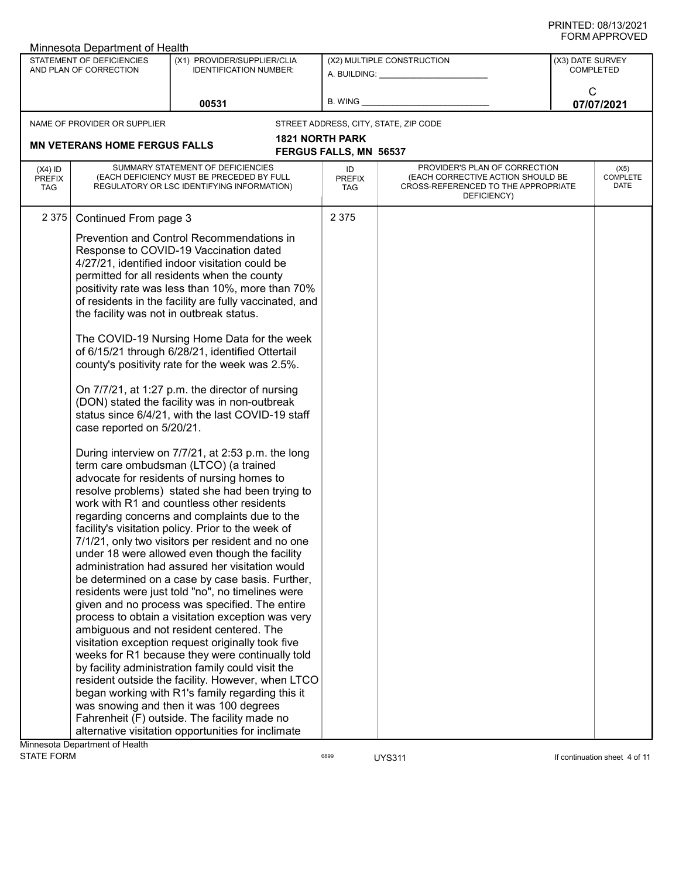Minnesota Department of Health

| STATEMENT OF DEFICIENCIES AND PLAN OF CORRECTION | (X1) PROVIDER/SUPPLIER/CLIA IDENTIFICATION NUMBER: | (X2) MULTIPLE CONSTRUCTION | (X3) DATE SURVEY COMPLETED |
|---|---|---|---|
| | 00531 | A. BUILDING: ______ B. WING ______ | C 07/07/2021 |

NAME OF PROVIDER OR SUPPLIER: **MN VETERANS HOME FERGUS FALLS**

STREET ADDRESS, CITY, STATE, ZIP CODE: **1821 NORTH PARK FERGUS FALLS, MN 56537**

| (X4) ID PREFIX TAG | SUMMARY STATEMENT OF DEFICIENCIES (EACH DEFICIENCY MUST BE PRECEDED BY FULL REGULATORY OR LSC IDENTIFYING INFORMATION) | ID PREFIX TAG | PROVIDER'S PLAN OF CORRECTION (EACH CORRECTIVE ACTION SHOULD BE CROSS-REFERENCED TO THE APPROPRIATE DEFICIENCY) | (X5) COMPLETE DATE |
|---|---|---|---|---|
| 2 375 | Continued From page 3 | 2 375 | | |

Prevention and Control Recommendations in Response to COVID-19 Vaccination dated 4/27/21, identified indoor visitation could be permitted for all residents when the county positivity rate was less than 10%, more than 70% of residents in the facility are fully vaccinated, and the facility was not in outbreak status.

The COVID-19 Nursing Home Data for the week of 6/15/21 through 6/28/21, identified Ottertail county's positivity rate for the week was 2.5%.

On 7/7/21, at 1:27 p.m. the director of nursing (DON) stated the facility was in non-outbreak status since 6/4/21, with the last COVID-19 staff case reported on 5/20/21.

During interview on 7/7/21, at 2:53 p.m. the long term care ombudsman (LTCO) (a trained advocate for residents of nursing homes to resolve problems) stated she had been trying to work with R1 and countless other residents regarding concerns and complaints due to the facility's visitation policy. Prior to the week of 7/1/21, only two visitors per resident and no one under 18 were allowed even though the facility administration had assured her visitation would be determined on a case by case basis. Further, residents were just told "no", no timelines were given and no process was specified. The entire process to obtain a visitation exception was very ambiguous and not resident centered. The visitation exception request originally took five weeks for R1 because they were continually told by facility administration family could visit the resident outside the facility. However, when LTCO began working with R1's family regarding this it was snowing and then it was 100 degrees Fahrenheit (F) outside. The facility made no alternative visitation opportunities for inclimate

Minnesota Department of Health
STATE FORM 6899 UYS311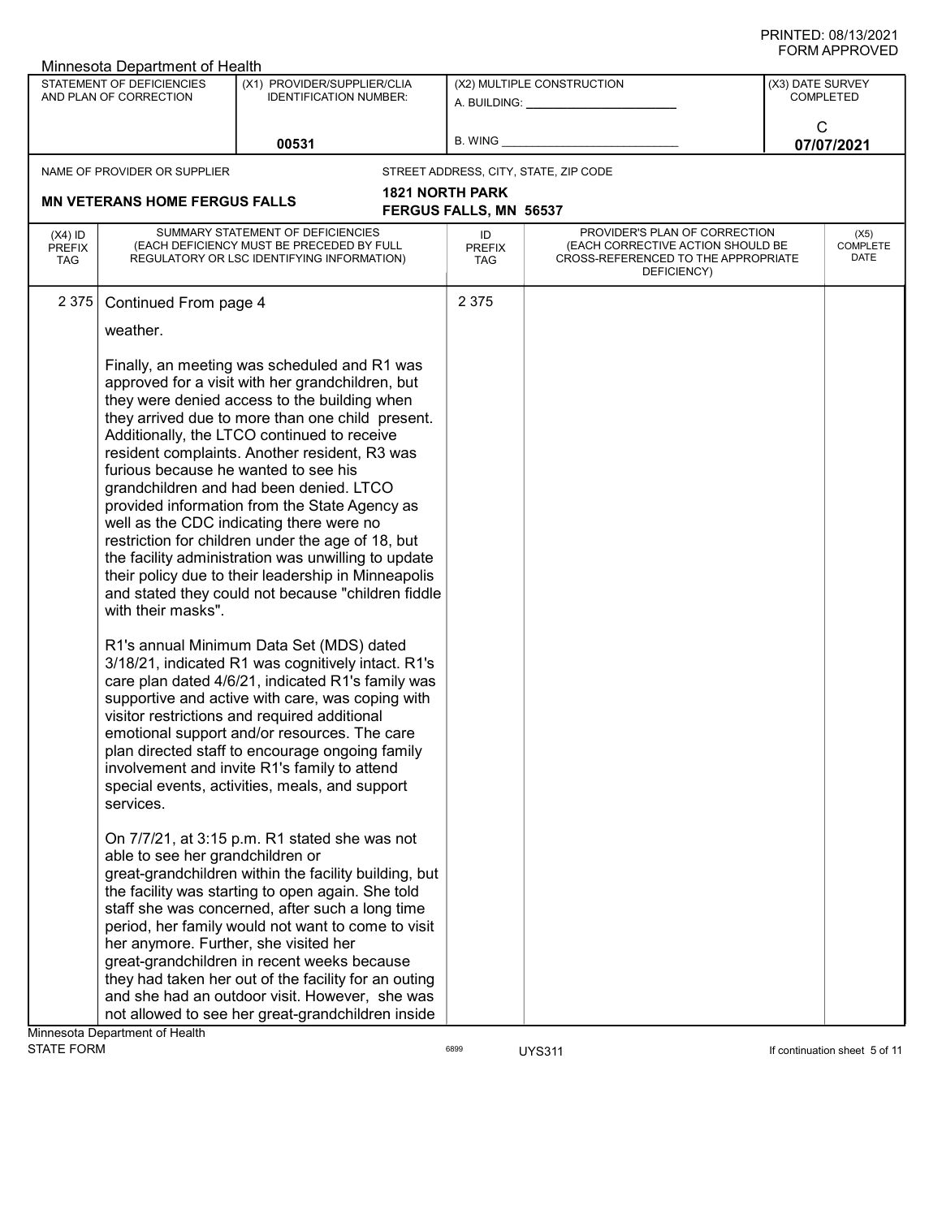Minnesota Department of Health

| STATEMENT OF DEFICIENCIES AND PLAN OF CORRECTION | (X1) PROVIDER/SUPPLIER/CLIA IDENTIFICATION NUMBER: | (X2) MULTIPLE CONSTRUCTION | (X3) DATE SURVEY COMPLETED |
|---|---|---|---|
| | 00531 | A. BUILDING: _____ B. WING _____ | C 07/07/2021 |

NAME OF PROVIDER OR SUPPLIER: **MN VETERANS HOME FERGUS FALLS**

STREET ADDRESS, CITY, STATE, ZIP CODE: **1821 NORTH PARK, FERGUS FALLS, MN 56537**

| (X4) ID PREFIX TAG | SUMMARY STATEMENT OF DEFICIENCIES (EACH DEFICIENCY MUST BE PRECEDED BY FULL REGULATORY OR LSC IDENTIFYING INFORMATION) | ID PREFIX TAG | PROVIDER'S PLAN OF CORRECTION (EACH CORRECTIVE ACTION SHOULD BE CROSS-REFERENCED TO THE APPROPRIATE DEFICIENCY) | (X5) COMPLETE DATE |
|---|---|---|---|---|
| 2 375 | Continued From page 4 | 2 375 | | |

weather.

Finally, an meeting was scheduled and R1 was approved for a visit with her grandchildren, but they were denied access to the building when they arrived due to more than one child present. Additionally, the LTCO continued to receive resident complaints. Another resident, R3 was furious because he wanted to see his grandchildren and had been denied. LTCO provided information from the State Agency as well as the CDC indicating there were no restriction for children under the age of 18, but the facility administration was unwilling to update their policy due to their leadership in Minneapolis and stated they could not because "children fiddle with their masks".

R1's annual Minimum Data Set (MDS) dated 3/18/21, indicated R1 was cognitively intact. R1's care plan dated 4/6/21, indicated R1's family was supportive and active with care, was coping with visitor restrictions and required additional emotional support and/or resources. The care plan directed staff to encourage ongoing family involvement and invite R1's family to attend special events, activities, meals, and support services.

On 7/7/21, at 3:15 p.m. R1 stated she was not able to see her grandchildren or great-grandchildren within the facility building, but the facility was starting to open again. She told staff she was concerned, after such a long time period, her family would not want to come to visit her anymore. Further, she visited her great-grandchildren in recent weeks because they had taken her out of the facility for an outing and she had an outdoor visit. However, she was not allowed to see her great-grandchildren inside

Minnesota Department of Health
STATE FORM 6899 UYS311 If continuation sheet 5 of 11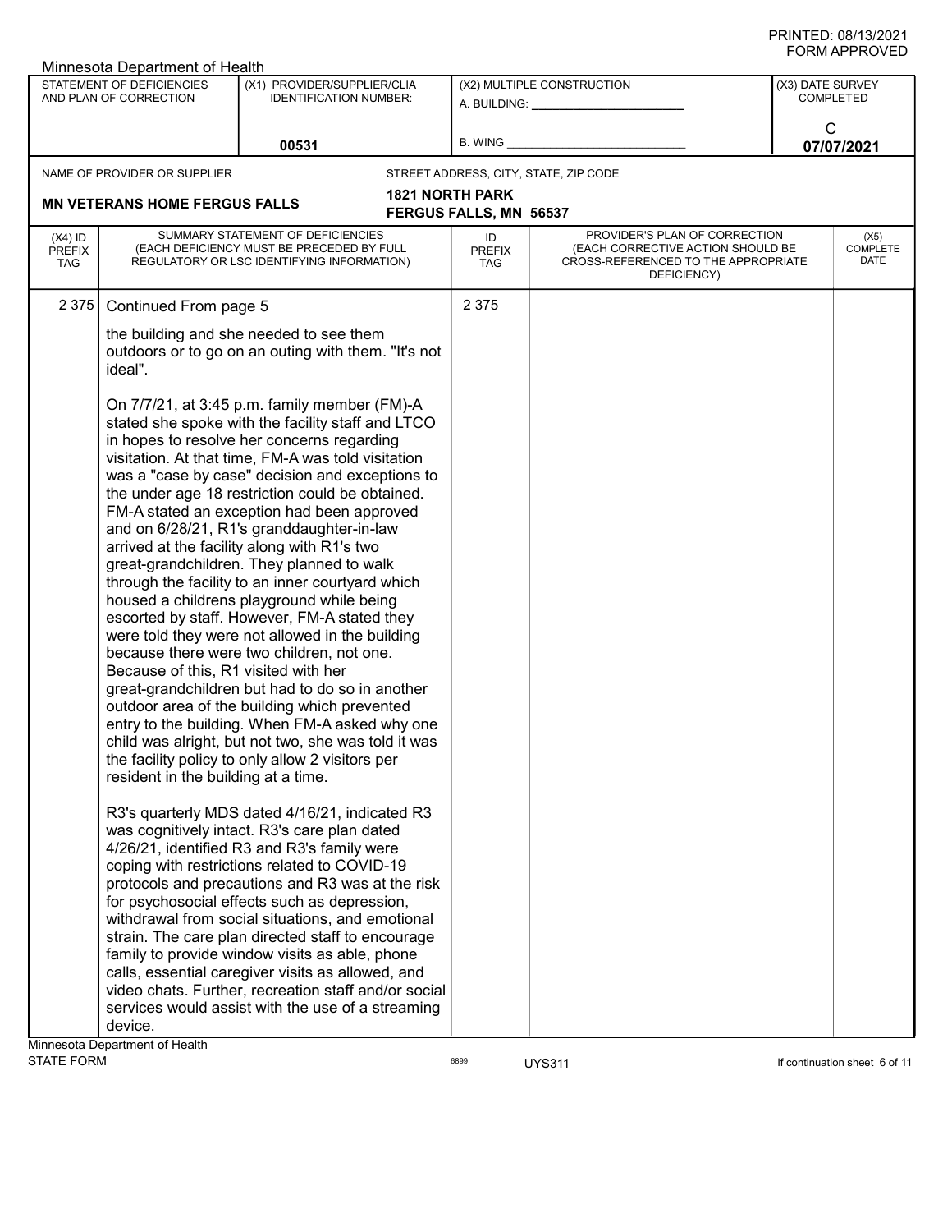Minnesota Department of Health

| STATEMENT OF DEFICIENCIES AND PLAN OF CORRECTION | (X1) PROVIDER/SUPPLIER/CLIA IDENTIFICATION NUMBER: | (X2) MULTIPLE CONSTRUCTION | (X3) DATE SURVEY COMPLETED |
|---|---|---|---|
| | 00531 | A. BUILDING: ______ B. WING ______ | C 07/07/2021 |

NAME OF PROVIDER OR SUPPLIER: **MN VETERANS HOME FERGUS FALLS**

STREET ADDRESS, CITY, STATE, ZIP CODE: **1821 NORTH PARK FERGUS FALLS, MN 56537**

| (X4) ID PREFIX TAG | SUMMARY STATEMENT OF DEFICIENCIES (EACH DEFICIENCY MUST BE PRECEDED BY FULL REGULATORY OR LSC IDENTIFYING INFORMATION) | ID PREFIX TAG | PROVIDER'S PLAN OF CORRECTION (EACH CORRECTIVE ACTION SHOULD BE CROSS-REFERENCED TO THE APPROPRIATE DEFICIENCY) | (X5) COMPLETE DATE |
|---|---|---|---|---|
| 2 375 | Continued From page 5<br><br>the building and she needed to see them outdoors or to go on an outing with them. "It's not ideal".<br><br>On 7/7/21, at 3:45 p.m. family member (FM)-A stated she spoke with the facility staff and LTCO in hopes to resolve her concerns regarding visitation. At that time, FM-A was told visitation was a "case by case" decision and exceptions to the under age 18 restriction could be obtained. FM-A stated an exception had been approved and on 6/28/21, R1's granddaughter-in-law arrived at the facility along with R1's two great-grandchildren. They planned to walk through the facility to an inner courtyard which housed a childrens playground while being escorted by staff. However, FM-A stated they were told they were not allowed in the building because there were two children, not one. Because of this, R1 visited with her great-grandchildren but had to do so in another outdoor area of the building which prevented entry to the building. When FM-A asked why one child was alright, but not two, she was told it was the facility policy to only allow 2 visitors per resident in the building at a time.<br><br>R3's quarterly MDS dated 4/16/21, indicated R3 was cognitively intact. R3's care plan dated 4/26/21, identified R3 and R3's family were coping with restrictions related to COVID-19 protocols and precautions and R3 was at the risk for psychosocial effects such as depression, withdrawal from social situations, and emotional strain. The care plan directed staff to encourage family to provide window visits as able, phone calls, essential caregiver visits as allowed, and video chats. Further, recreation staff and/or social services would assist with the use of a streaming device. | 2 375 | | |

Minnesota Department of Health
STATE FORM 6899 UYS311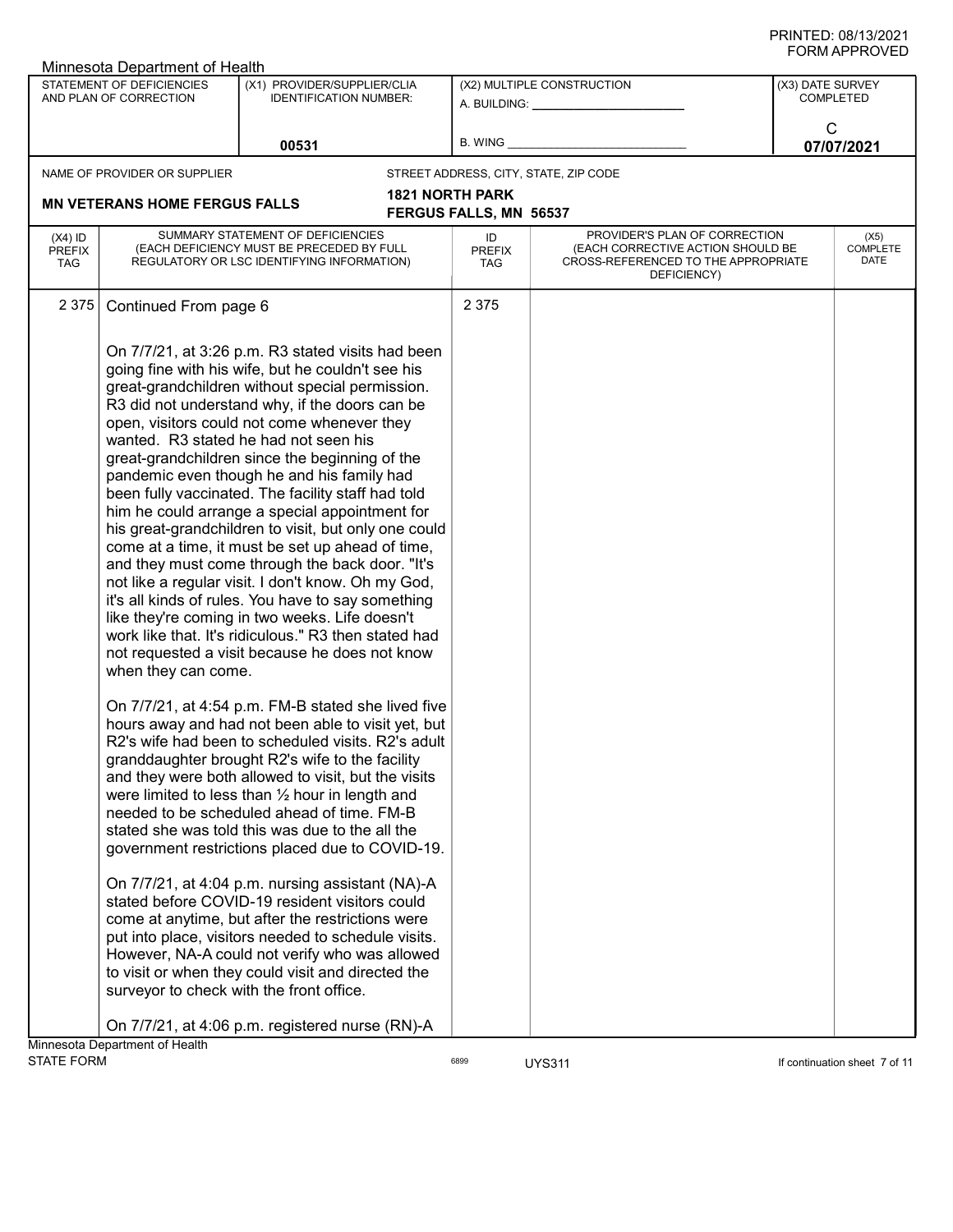Minnesota Department of Health

| STATEMENT OF DEFICIENCIES AND PLAN OF CORRECTION | (X1) PROVIDER/SUPPLIER/CLIA IDENTIFICATION NUMBER: | (X2) MULTIPLE CONSTRUCTION | (X3) DATE SURVEY COMPLETED |
|---|---|---|---|
| | 00531 | A. BUILDING: ______ B. WING ______ | C 07/07/2021 |

NAME OF PROVIDER OR SUPPLIER: **MN VETERANS HOME FERGUS FALLS**

STREET ADDRESS, CITY, STATE, ZIP CODE: **1821 NORTH PARK, FERGUS FALLS, MN 56537**

| (X4) ID PREFIX TAG | SUMMARY STATEMENT OF DEFICIENCIES (EACH DEFICIENCY MUST BE PRECEDED BY FULL REGULATORY OR LSC IDENTIFYING INFORMATION) | ID PREFIX TAG | PROVIDER'S PLAN OF CORRECTION (EACH CORRECTIVE ACTION SHOULD BE CROSS-REFERENCED TO THE APPROPRIATE DEFICIENCY) | (X5) COMPLETE DATE |
|---|---|---|---|---|
| 2 375 | Continued From page 6 | 2 375 | | |

On 7/7/21, at 3:26 p.m. R3 stated visits had been going fine with his wife, but he couldn't see his great-grandchildren without special permission. R3 did not understand why, if the doors can be open, visitors could not come whenever they wanted. R3 stated he had not seen his great-grandchildren since the beginning of the pandemic even though he and his family had been fully vaccinated. The facility staff had told him he could arrange a special appointment for his great-grandchildren to visit, but only one could come at a time, it must be set up ahead of time, and they must come through the back door. "It's not like a regular visit. I don't know. Oh my God, it's all kinds of rules. You have to say something like they're coming in two weeks. Life doesn't work like that. It's ridiculous." R3 then stated had not requested a visit because he does not know when they can come.

On 7/7/21, at 4:54 p.m. FM-B stated she lived five hours away and had not been able to visit yet, but R2's wife had been to scheduled visits. R2's adult granddaughter brought R2's wife to the facility and they were both allowed to visit, but the visits were limited to less than ½ hour in length and needed to be scheduled ahead of time. FM-B stated she was told this was due to the all the government restrictions placed due to COVID-19.

On 7/7/21, at 4:04 p.m. nursing assistant (NA)-A stated before COVID-19 resident visitors could come at anytime, but after the restrictions were put into place, visitors needed to schedule visits. However, NA-A could not verify who was allowed to visit or when they could visit and directed the surveyor to check with the front office.

On 7/7/21, at 4:06 p.m. registered nurse (RN)-A

Minnesota Department of Health
STATE FORM 6899 UYS311 If continuation sheet 7 of 11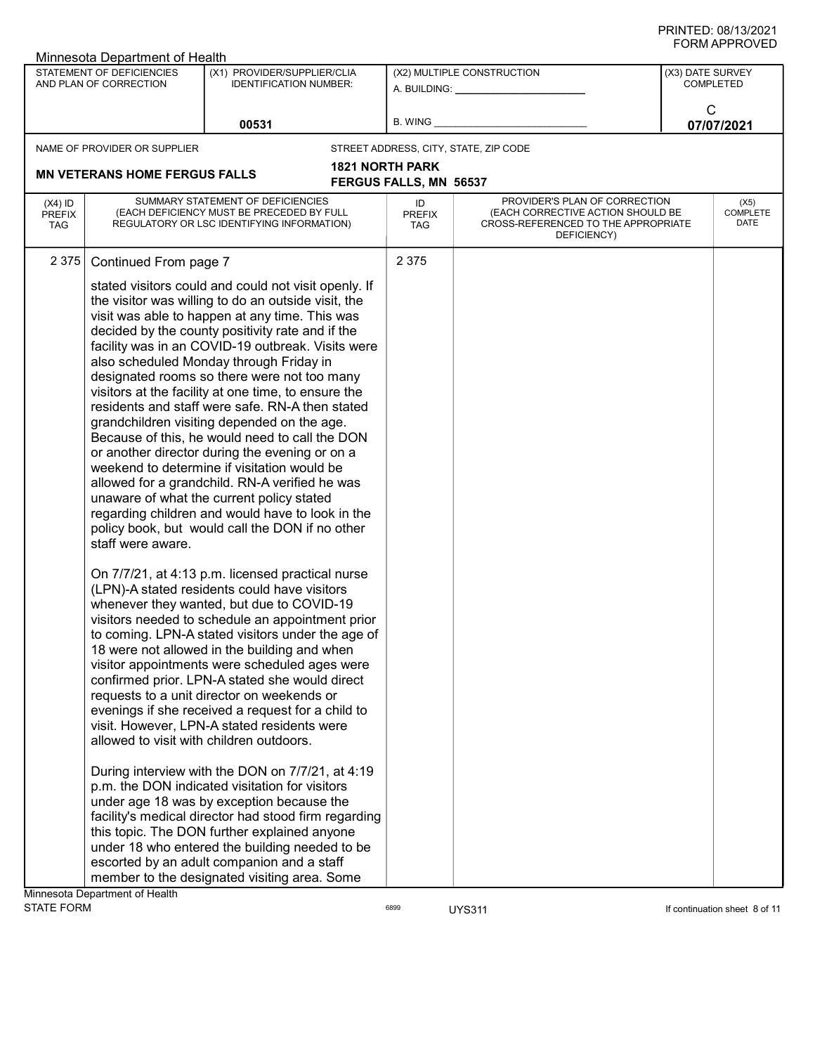Minnesota Department of Health

| STATEMENT OF DEFICIENCIES AND PLAN OF CORRECTION | (X1) PROVIDER/SUPPLIER/CLIA IDENTIFICATION NUMBER: | (X2) MULTIPLE CONSTRUCTION | (X3) DATE SURVEY COMPLETED |
|---|---|---|---|
| | 00531 | A. BUILDING: ______ B. WING ______ | C 07/07/2021 |

NAME OF PROVIDER OR SUPPLIER: **MN VETERANS HOME FERGUS FALLS**

STREET ADDRESS, CITY, STATE, ZIP CODE: **1821 NORTH PARK FERGUS FALLS, MN 56537**

| (X4) ID PREFIX TAG | SUMMARY STATEMENT OF DEFICIENCIES (EACH DEFICIENCY MUST BE PRECEDED BY FULL REGULATORY OR LSC IDENTIFYING INFORMATION) | ID PREFIX TAG | PROVIDER'S PLAN OF CORRECTION (EACH CORRECTIVE ACTION SHOULD BE CROSS-REFERENCED TO THE APPROPRIATE DEFICIENCY) | (X5) COMPLETE DATE |
|---|---|---|---|---|
| 2 375 | Continued From page 7<br><br>stated visitors could and could not visit openly. If the visitor was willing to do an outside visit, the visit was able to happen at any time. This was decided by the county positivity rate and if the facility was in an COVID-19 outbreak. Visits were also scheduled Monday through Friday in designated rooms so there were not too many visitors at the facility at one time, to ensure the residents and staff were safe. RN-A then stated grandchildren visiting depended on the age. Because of this, he would need to call the DON or another director during the evening or on a weekend to determine if visitation would be allowed for a grandchild. RN-A verified he was unaware of what the current policy stated regarding children and would have to look in the policy book, but would call the DON if no other staff were aware.<br><br>On 7/7/21, at 4:13 p.m. licensed practical nurse (LPN)-A stated residents could have visitors whenever they wanted, but due to COVID-19 visitors needed to schedule an appointment prior to coming. LPN-A stated visitors under the age of 18 were not allowed in the building and when visitor appointments were scheduled ages were confirmed prior. LPN-A stated she would direct requests to a unit director on weekends or evenings if she received a request for a child to visit. However, LPN-A stated residents were allowed to visit with children outdoors.<br><br>During interview with the DON on 7/7/21, at 4:19 p.m. the DON indicated visitation for visitors under age 18 was by exception because the facility's medical director had stood firm regarding this topic. The DON further explained anyone under 18 who entered the building needed to be escorted by an adult companion and a staff member to the designated visiting area. Some | 2 375 | | |

Minnesota Department of Health
STATE FORM 6899 UYS311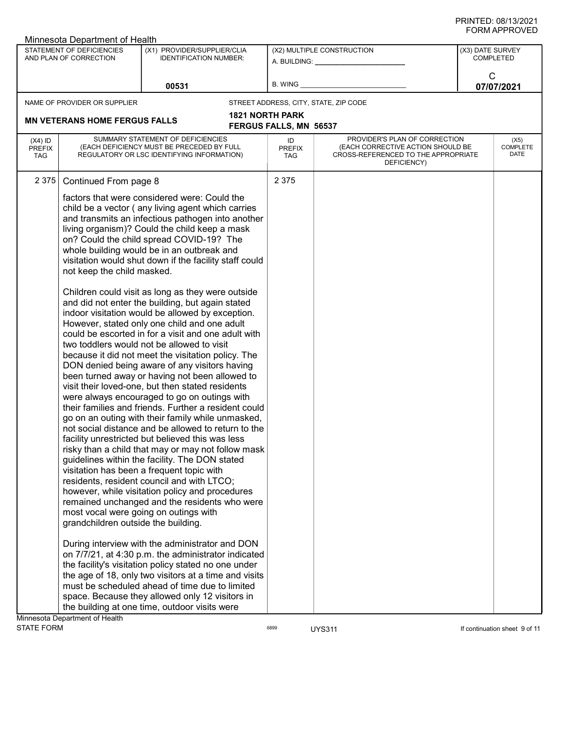Minnesota Department of Health

| STATEMENT OF DEFICIENCIES AND PLAN OF CORRECTION | (X1) PROVIDER/SUPPLIER/CLIA IDENTIFICATION NUMBER: | (X2) MULTIPLE CONSTRUCTION | (X3) DATE SURVEY COMPLETED |
|---|---|---|---|
| | 00531 | A. BUILDING: ______ B. WING ______ | C 07/07/2021 |

NAME OF PROVIDER OR SUPPLIER: **MN VETERANS HOME FERGUS FALLS**

STREET ADDRESS, CITY, STATE, ZIP CODE: **1821 NORTH PARK FERGUS FALLS, MN 56537**

| (X4) ID PREFIX TAG | SUMMARY STATEMENT OF DEFICIENCIES (EACH DEFICIENCY MUST BE PRECEDED BY FULL REGULATORY OR LSC IDENTIFYING INFORMATION) | ID PREFIX TAG | PROVIDER'S PLAN OF CORRECTION (EACH CORRECTIVE ACTION SHOULD BE CROSS-REFERENCED TO THE APPROPRIATE DEFICIENCY) | (X5) COMPLETE DATE |
|---|---|---|---|---|
| 2 375 | Continued From page 8<br><br>factors that were considered were: Could the child be a vector ( any living agent which carries and transmits an infectious pathogen into another living organism)? Could the child keep a mask on? Could the child spread COVID-19? The whole building would be in an outbreak and visitation would shut down if the facility staff could not keep the child masked.<br><br>Children could visit as long as they were outside and did not enter the building, but again stated indoor visitation would be allowed by exception. However, stated only one child and one adult could be escorted in for a visit and one adult with two toddlers would not be allowed to visit because it did not meet the visitation policy. The DON denied being aware of any visitors having been turned away or having not been allowed to visit their loved-one, but then stated residents were always encouraged to go on outings with their families and friends. Further a resident could go on an outing with their family while unmasked, not social distance and be allowed to return to the facility unrestricted but believed this was less risky than a child that may or may not follow mask guidelines within the facility. The DON stated visitation has been a frequent topic with residents, resident council and with LTCO; however, while visitation policy and procedures remained unchanged and the residents who were most vocal were going on outings with grandchildren outside the building.<br><br>During interview with the administrator and DON on 7/7/21, at 4:30 p.m. the administrator indicated the facility's visitation policy stated no one under the age of 18, only two visitors at a time and visits must be scheduled ahead of time due to limited space. Because they allowed only 12 visitors in the building at one time, outdoor visits were | 2 375 | | |

Minnesota Department of Health
STATE FORM 6899 UYS311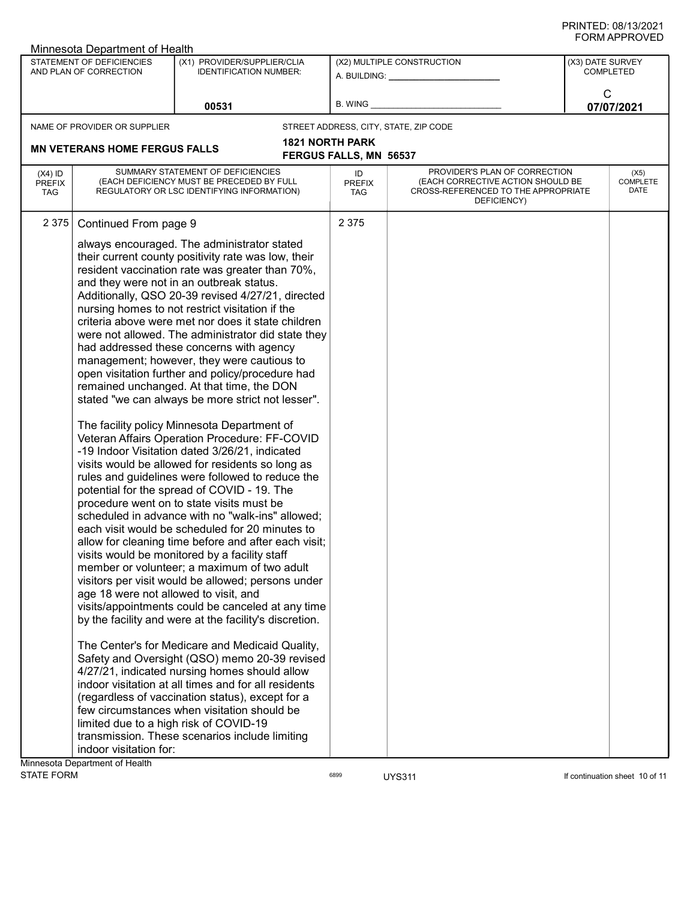Minnesota Department of Health

| STATEMENT OF DEFICIENCIES AND PLAN OF CORRECTION | (X1) PROVIDER/SUPPLIER/CLIA IDENTIFICATION NUMBER: | (X2) MULTIPLE CONSTRUCTION | (X3) DATE SURVEY COMPLETED |
|---|---|---|---|
| | 00531 | A. BUILDING: ______ B. WING ______ | C 07/07/2021 |

NAME OF PROVIDER OR SUPPLIER: **MN VETERANS HOME FERGUS FALLS**

STREET ADDRESS, CITY, STATE, ZIP CODE: **1821 NORTH PARK FERGUS FALLS, MN 56537**

| (X4) ID PREFIX TAG | SUMMARY STATEMENT OF DEFICIENCIES (EACH DEFICIENCY MUST BE PRECEDED BY FULL REGULATORY OR LSC IDENTIFYING INFORMATION) | ID PREFIX TAG | PROVIDER'S PLAN OF CORRECTION (EACH CORRECTIVE ACTION SHOULD BE CROSS-REFERENCED TO THE APPROPRIATE DEFICIENCY) | (X5) COMPLETE DATE |
|---|---|---|---|---|
| 2 375 | Continued From page 9 | 2 375 | | |

always encouraged. The administrator stated their current county positivity rate was low, their resident vaccination rate was greater than 70%, and they were not in an outbreak status. Additionally, QSO 20-39 revised 4/27/21, directed nursing homes to not restrict visitation if the criteria above were met nor does it state children were not allowed. The administrator did state they had addressed these concerns with agency management; however, they were cautious to open visitation further and policy/procedure had remained unchanged. At that time, the DON stated "we can always be more strict not lesser".

The facility policy Minnesota Department of Veteran Affairs Operation Procedure: FF-COVID -19 Indoor Visitation dated 3/26/21, indicated visits would be allowed for residents so long as rules and guidelines were followed to reduce the potential for the spread of COVID - 19. The procedure went on to state visits must be scheduled in advance with no "walk-ins" allowed; each visit would be scheduled for 20 minutes to allow for cleaning time before and after each visit; visits would be monitored by a facility staff member or volunteer; a maximum of two adult visitors per visit would be allowed; persons under age 18 were not allowed to visit, and visits/appointments could be canceled at any time by the facility and were at the facility's discretion.

The Center's for Medicare and Medicaid Quality, Safety and Oversight (QSO) memo 20-39 revised 4/27/21, indicated nursing homes should allow indoor visitation at all times and for all residents (regardless of vaccination status), except for a few circumstances when visitation should be limited due to a high risk of COVID-19 transmission. These scenarios include limiting indoor visitation for:

Minnesota Department of Health
STATE FORM 6899 UYS311 If continuation sheet 10 of 11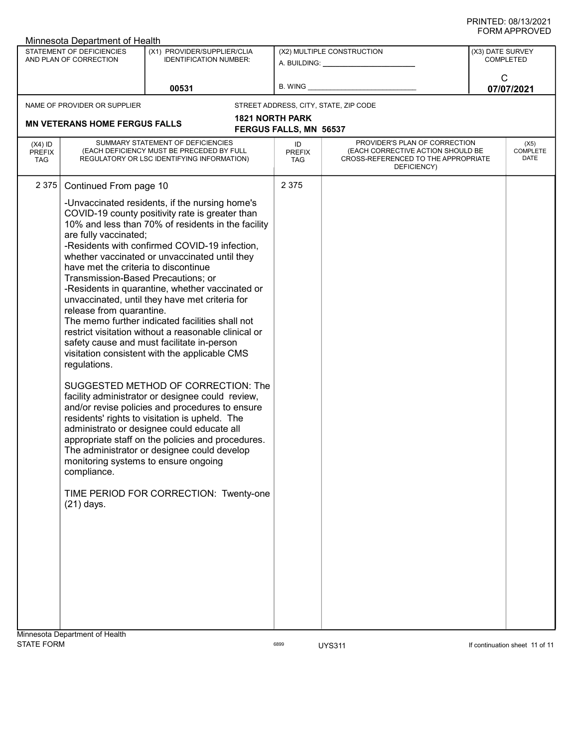Minnesota Department of Health

| STATEMENT OF DEFICIENCIES AND PLAN OF CORRECTION | (X1) PROVIDER/SUPPLIER/CLIA IDENTIFICATION NUMBER: | (X2) MULTIPLE CONSTRUCTION | (X3) DATE SURVEY COMPLETED |
| --- | --- | --- | --- |
| | 00531 | A. BUILDING: ______ B. WING ______ | C 07/07/2021 |

NAME OF PROVIDER OR SUPPLIER: **MN VETERANS HOME FERGUS FALLS**

STREET ADDRESS, CITY, STATE, ZIP CODE: **1821 NORTH PARK FERGUS FALLS, MN 56537**

| (X4) ID PREFIX TAG | SUMMARY STATEMENT OF DEFICIENCIES (EACH DEFICIENCY MUST BE PRECEDED BY FULL REGULATORY OR LSC IDENTIFYING INFORMATION) | ID PREFIX TAG | PROVIDER'S PLAN OF CORRECTION (EACH CORRECTIVE ACTION SHOULD BE CROSS-REFERENCED TO THE APPROPRIATE DEFICIENCY) | (X5) COMPLETE DATE |
| --- | --- | --- | --- | --- |
| 2 375 | Continued From page 10<br><br>-Unvaccinated residents, if the nursing home's COVID-19 county positivity rate is greater than 10% and less than 70% of residents in the facility are fully vaccinated;<br>-Residents with confirmed COVID-19 infection, whether vaccinated or unvaccinated until they have met the criteria to discontinue Transmission-Based Precautions; or<br>-Residents in quarantine, whether vaccinated or unvaccinated, until they have met criteria for release from quarantine.<br>The memo further indicated facilities shall not restrict visitation without a reasonable clinical or safety cause and must facilitate in-person visitation consistent with the applicable CMS regulations.<br><br>SUGGESTED METHOD OF CORRECTION: The facility administrator or designee could review, and/or revise policies and procedures to ensure residents' rights to visitation is upheld. The administrato or designee could educate all appropriate staff on the policies and procedures. The administrator or designee could develop monitoring systems to ensure ongoing compliance.<br><br>TIME PERIOD FOR CORRECTION: Twenty-one (21) days. | 2 375 | | |

Minnesota Department of Health
STATE FORM 6899 UYS311